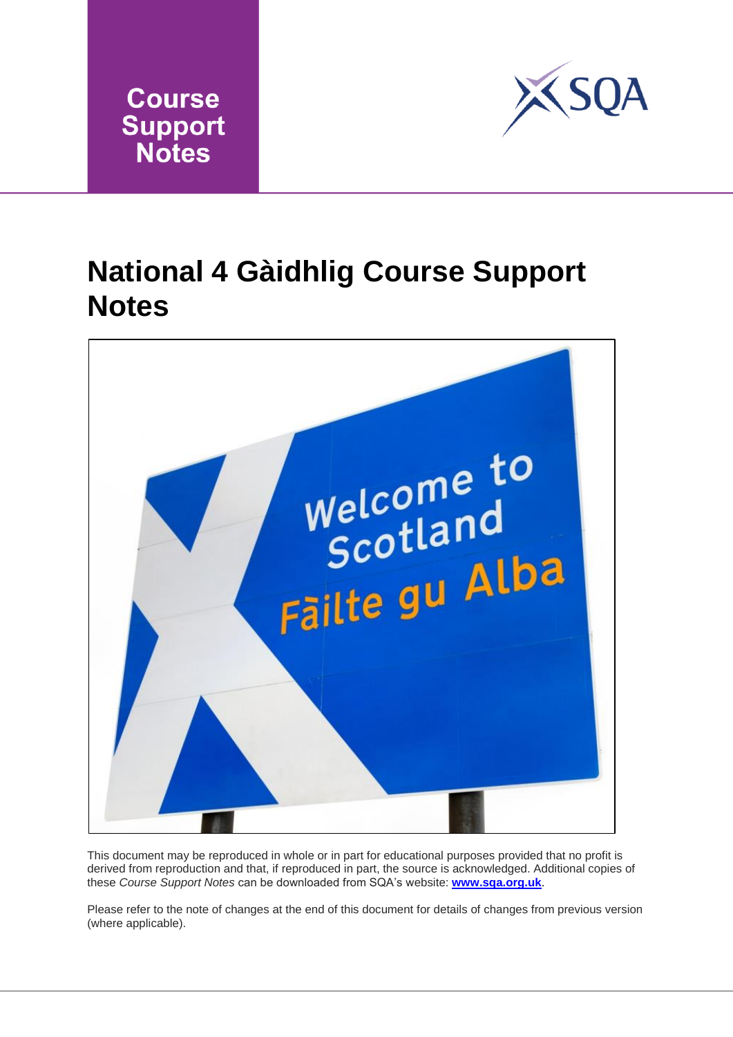Course Support Notes

# National 4 Gàidhlig Course Support Notes

This document may be reproduced in whole or in part for educational purposes provided that no profit is derived from reproduction and that, if reproduced in part, the source is acknowledged. Additional copies of these *Course Support Notes* can be downloaded from SQA's website: **www.sqa.org.uk**.

Please refer to the note of changes at the end of this document for details of changes from previous version (where applicable).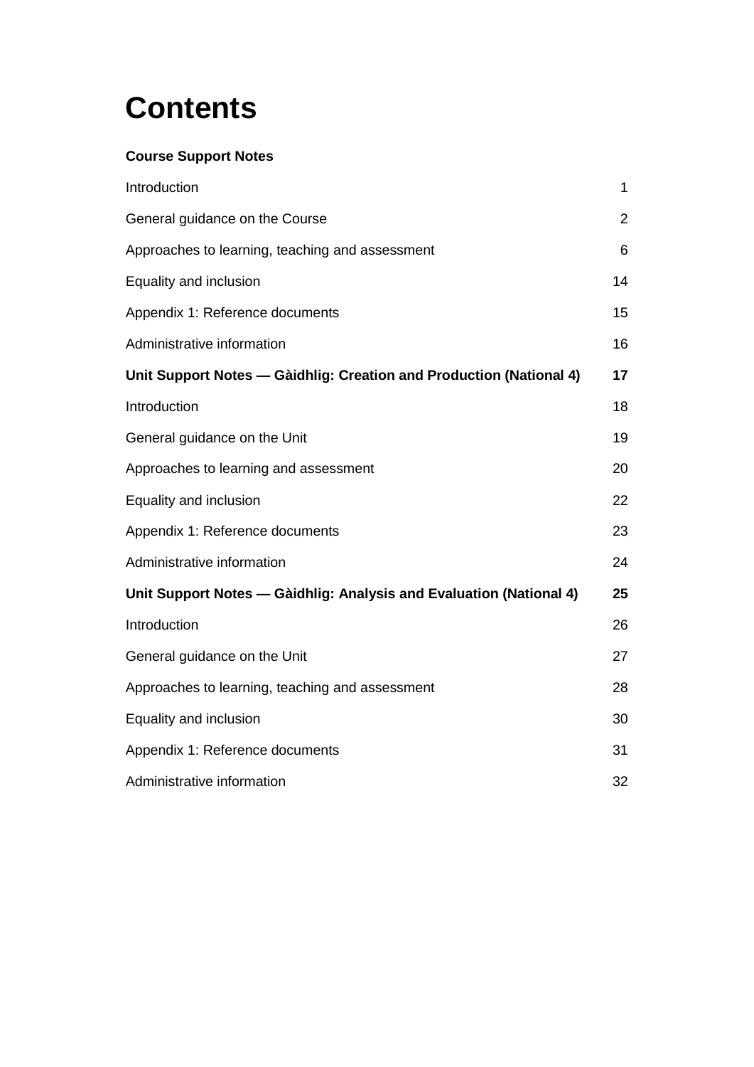# Contents

**Course Support Notes**

| | |
|---|---|
| Introduction | 1 |
| General guidance on the Course | 2 |
| Approaches to learning, teaching and assessment | 6 |
| Equality and inclusion | 14 |
| Appendix 1: Reference documents | 15 |
| Administrative information | 16 |
| **Unit Support Notes — Gàidhlig: Creation and Production (National 4)** | **17** |
| Introduction | 18 |
| General guidance on the Unit | 19 |
| Approaches to learning and assessment | 20 |
| Equality and inclusion | 22 |
| Appendix 1: Reference documents | 23 |
| Administrative information | 24 |
| **Unit Support Notes — Gàidhlig: Analysis and Evaluation (National 4)** | **25** |
| Introduction | 26 |
| General guidance on the Unit | 27 |
| Approaches to learning, teaching and assessment | 28 |
| Equality and inclusion | 30 |
| Appendix 1: Reference documents | 31 |
| Administrative information | 32 |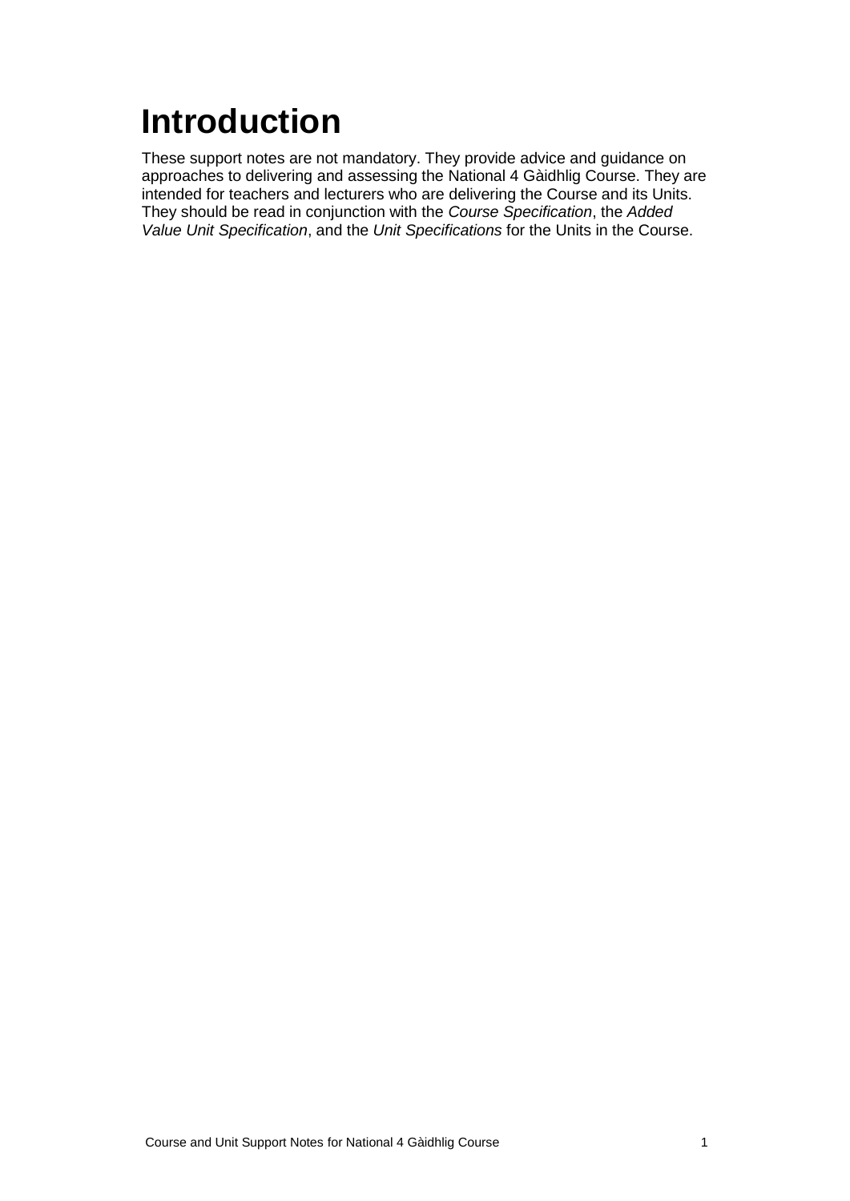# Introduction

These support notes are not mandatory. They provide advice and guidance on approaches to delivering and assessing the National 4 Gàidhlig Course. They are intended for teachers and lecturers who are delivering the Course and its Units. They should be read in conjunction with the *Course Specification*, the *Added Value Unit Specification*, and the *Unit Specifications* for the Units in the Course.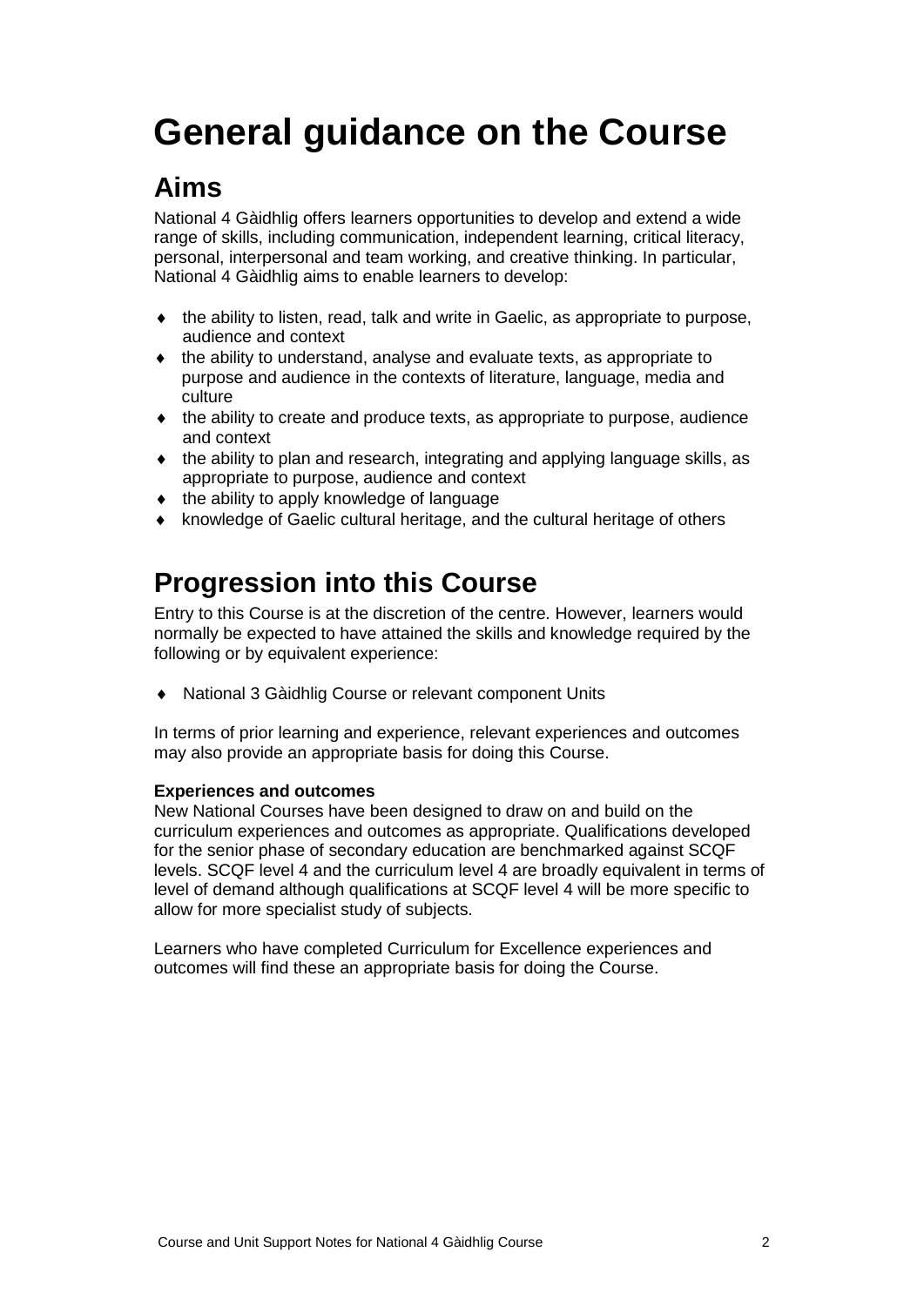# General guidance on the Course

## Aims

National 4 Gàidhlig offers learners opportunities to develop and extend a wide range of skills, including communication, independent learning, critical literacy, personal, interpersonal and team working, and creative thinking. In particular, National 4 Gàidhlig aims to enable learners to develop:

- the ability to listen, read, talk and write in Gaelic, as appropriate to purpose, audience and context
- the ability to understand, analyse and evaluate texts, as appropriate to purpose and audience in the contexts of literature, language, media and culture
- the ability to create and produce texts, as appropriate to purpose, audience and context
- the ability to plan and research, integrating and applying language skills, as appropriate to purpose, audience and context
- the ability to apply knowledge of language
- knowledge of Gaelic cultural heritage, and the cultural heritage of others

## Progression into this Course

Entry to this Course is at the discretion of the centre. However, learners would normally be expected to have attained the skills and knowledge required by the following or by equivalent experience:

- National 3 Gàidhlig Course or relevant component Units

In terms of prior learning and experience, relevant experiences and outcomes may also provide an appropriate basis for doing this Course.

**Experiences and outcomes**

New National Courses have been designed to draw on and build on the curriculum experiences and outcomes as appropriate. Qualifications developed for the senior phase of secondary education are benchmarked against SCQF levels. SCQF level 4 and the curriculum level 4 are broadly equivalent in terms of level of demand although qualifications at SCQF level 4 will be more specific to allow for more specialist study of subjects.

Learners who have completed Curriculum for Excellence experiences and outcomes will find these an appropriate basis for doing the Course.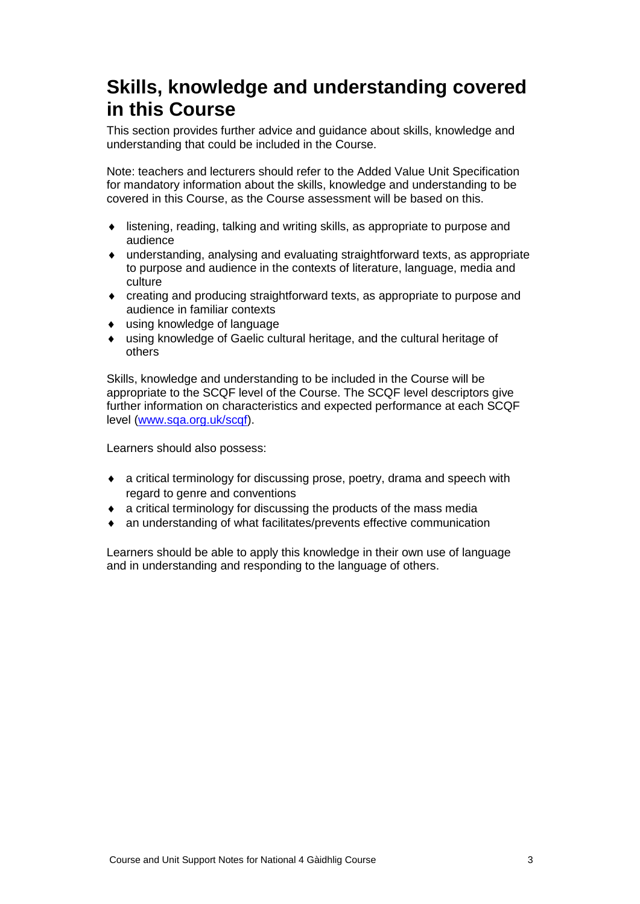# Skills, knowledge and understanding covered in this Course

This section provides further advice and guidance about skills, knowledge and understanding that could be included in the Course.

Note: teachers and lecturers should refer to the Added Value Unit Specification for mandatory information about the skills, knowledge and understanding to be covered in this Course, as the Course assessment will be based on this.

- listening, reading, talking and writing skills, as appropriate to purpose and audience
- understanding, analysing and evaluating straightforward texts, as appropriate to purpose and audience in the contexts of literature, language, media and culture
- creating and producing straightforward texts, as appropriate to purpose and audience in familiar contexts
- using knowledge of language
- using knowledge of Gaelic cultural heritage, and the cultural heritage of others

Skills, knowledge and understanding to be included in the Course will be appropriate to the SCQF level of the Course. The SCQF level descriptors give further information on characteristics and expected performance at each SCQF level ([www.sqa.org.uk/scqf](www.sqa.org.uk/scqf)).

Learners should also possess:

- a critical terminology for discussing prose, poetry, drama and speech with regard to genre and conventions
- a critical terminology for discussing the products of the mass media
- an understanding of what facilitates/prevents effective communication

Learners should be able to apply this knowledge in their own use of language and in understanding and responding to the language of others.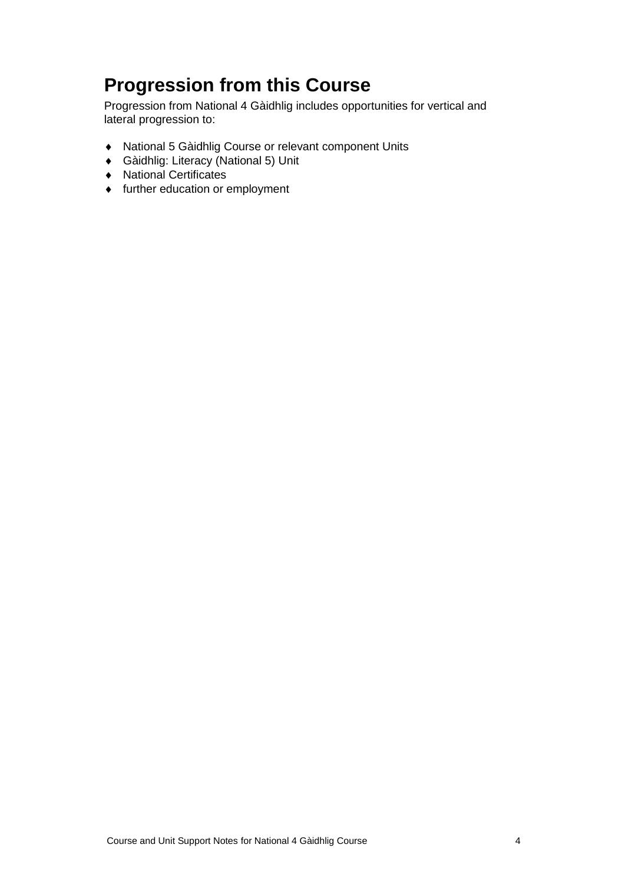## Progression from this Course

Progression from National 4 Gàidhlig includes opportunities for vertical and lateral progression to:

- National 5 Gàidhlig Course or relevant component Units
- Gàidhlig: Literacy (National 5) Unit
- National Certificates
- further education or employment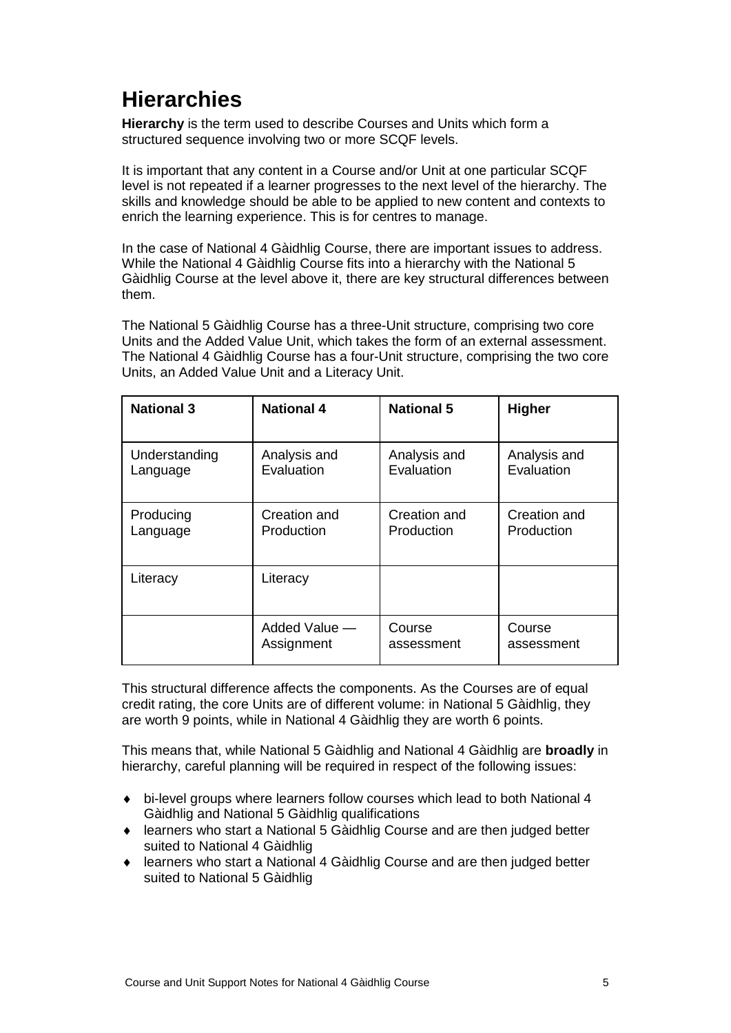# Hierarchies

**Hierarchy** is the term used to describe Courses and Units which form a structured sequence involving two or more SCQF levels.

It is important that any content in a Course and/or Unit at one particular SCQF level is not repeated if a learner progresses to the next level of the hierarchy. The skills and knowledge should be able to be applied to new content and contexts to enrich the learning experience. This is for centres to manage.

In the case of National 4 Gàidhlig Course, there are important issues to address. While the National 4 Gàidhlig Course fits into a hierarchy with the National 5 Gàidhlig Course at the level above it, there are key structural differences between them.

The National 5 Gàidhlig Course has a three-Unit structure, comprising two core Units and the Added Value Unit, which takes the form of an external assessment. The National 4 Gàidhlig Course has a four-Unit structure, comprising the two core Units, an Added Value Unit and a Literacy Unit.

| National 3 | National 4 | National 5 | Higher |
|---|---|---|---|
| Understanding Language | Analysis and Evaluation | Analysis and Evaluation | Analysis and Evaluation |
| Producing Language | Creation and Production | Creation and Production | Creation and Production |
| Literacy | Literacy | | |
| | Added Value — Assignment | Course assessment | Course assessment |

This structural difference affects the components. As the Courses are of equal credit rating, the core Units are of different volume: in National 5 Gàidhlig, they are worth 9 points, while in National 4 Gàidhlig they are worth 6 points.

This means that, while National 5 Gàidhlig and National 4 Gàidhlig are **broadly** in hierarchy, careful planning will be required in respect of the following issues:

- bi-level groups where learners follow courses which lead to both National 4 Gàidhlig and National 5 Gàidhlig qualifications
- learners who start a National 5 Gàidhlig Course and are then judged better suited to National 4 Gàidhlig
- learners who start a National 4 Gàidhlig Course and are then judged better suited to National 5 Gàidhlig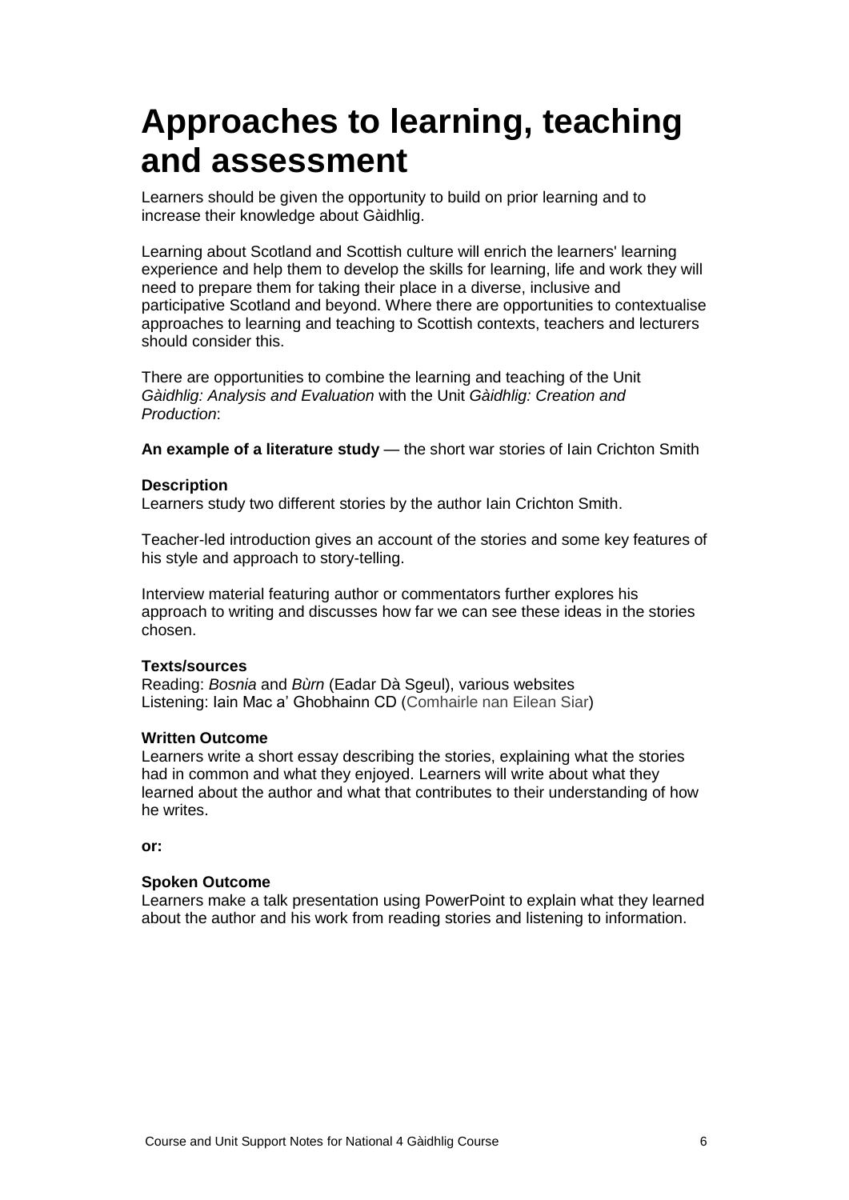# Approaches to learning, teaching and assessment

Learners should be given the opportunity to build on prior learning and to increase their knowledge about Gàidhlig.

Learning about Scotland and Scottish culture will enrich the learners' learning experience and help them to develop the skills for learning, life and work they will need to prepare them for taking their place in a diverse, inclusive and participative Scotland and beyond. Where there are opportunities to contextualise approaches to learning and teaching to Scottish contexts, teachers and lecturers should consider this.

There are opportunities to combine the learning and teaching of the Unit *Gàidhlig: Analysis and Evaluation* with the Unit *Gàidhlig: Creation and Production*:

**An example of a literature study** — the short war stories of Iain Crichton Smith

**Description**
Learners study two different stories by the author Iain Crichton Smith.

Teacher-led introduction gives an account of the stories and some key features of his style and approach to story-telling.

Interview material featuring author or commentators further explores his approach to writing and discusses how far we can see these ideas in the stories chosen.

**Texts/sources**
Reading: *Bosnia* and *Bùrn* (Eadar Dà Sgeul), various websites
Listening: Iain Mac a' Ghobhainn CD (Comhairle nan Eilean Siar)

**Written Outcome**
Learners write a short essay describing the stories, explaining what the stories had in common and what they enjoyed. Learners will write about what they learned about the author and what that contributes to their understanding of how he writes.

**or:**

**Spoken Outcome**
Learners make a talk presentation using PowerPoint to explain what they learned about the author and his work from reading stories and listening to information.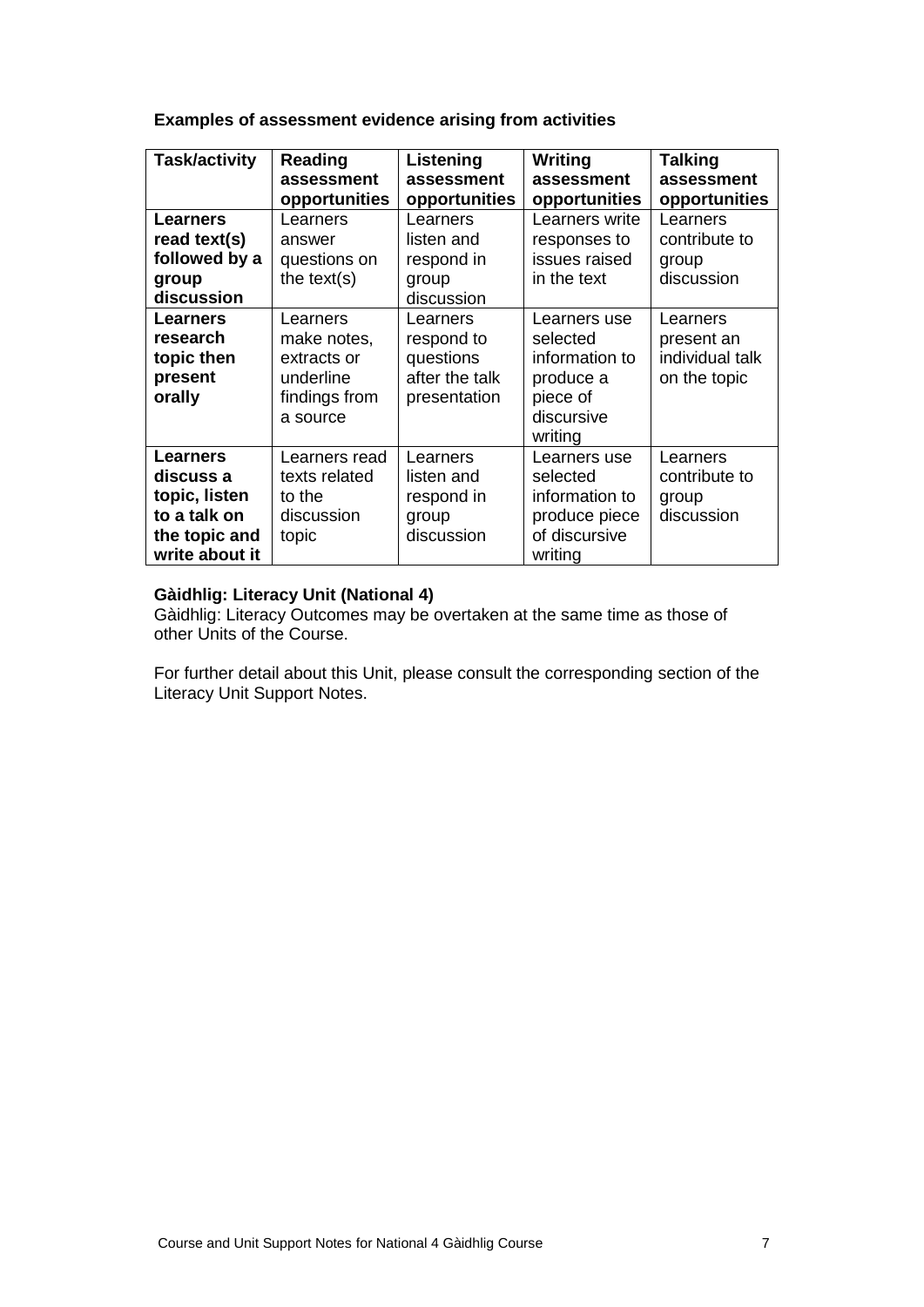**Examples of assessment evidence arising from activities**

| Task/activity | Reading assessment opportunities | Listening assessment opportunities | Writing assessment opportunities | Talking assessment opportunities |
|---|---|---|---|---|
| **Learners read text(s) followed by a group discussion** | Learners answer questions on the text(s) | Learners listen and respond in group discussion | Learners write responses to issues raised in the text | Learners contribute to group discussion |
| **Learners research topic then present orally** | Learners make notes, extracts or underline findings from a source | Learners respond to questions after the talk presentation | Learners use selected information to produce a piece of discursive writing | Learners present an individual talk on the topic |
| **Learners discuss a topic, listen to a talk on the topic and write about it** | Learners read texts related to the discussion topic | Learners listen and respond in group discussion | Learners use selected information to produce piece of discursive writing | Learners contribute to group discussion |

**Gàidhlig: Literacy Unit (National 4)**
Gàidhlig: Literacy Outcomes may be overtaken at the same time as those of other Units of the Course.

For further detail about this Unit, please consult the corresponding section of the Literacy Unit Support Notes.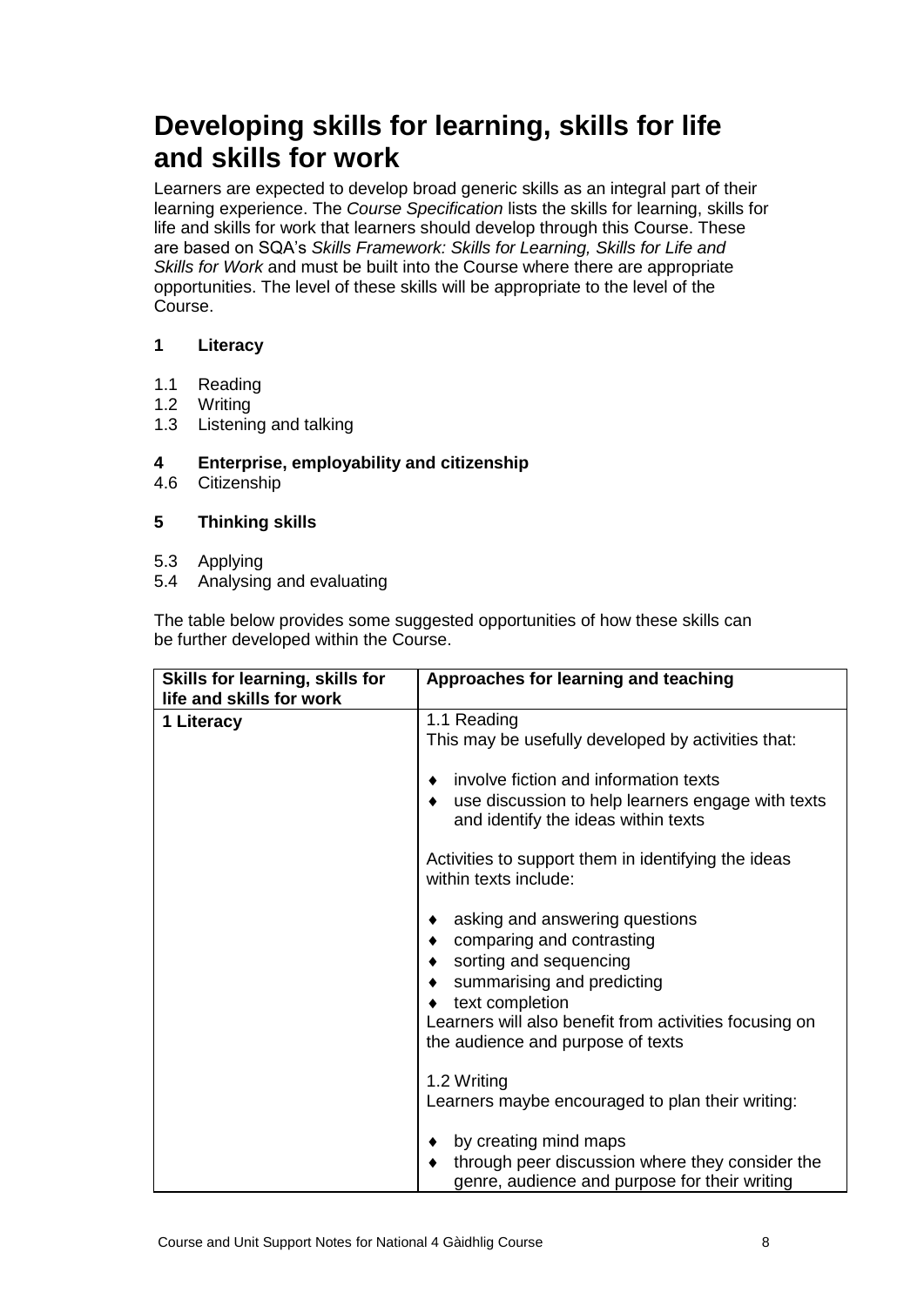# Developing skills for learning, skills for life and skills for work

Learners are expected to develop broad generic skills as an integral part of their learning experience. The *Course Specification* lists the skills for learning, skills for life and skills for work that learners should develop through this Course. These are based on SQA's *Skills Framework: Skills for Learning, Skills for Life and Skills for Work* and must be built into the Course where there are appropriate opportunities. The level of these skills will be appropriate to the level of the Course.

**1 Literacy**

1.1 Reading
1.2 Writing
1.3 Listening and talking

**4 Enterprise, employability and citizenship**
4.6 Citizenship

**5 Thinking skills**

5.3 Applying
5.4 Analysing and evaluating

The table below provides some suggested opportunities of how these skills can be further developed within the Course.

| Skills for learning, skills for life and skills for work | Approaches for learning and teaching |
|---|---|
| **1 Literacy** | 1.1 Reading<br>This may be usefully developed by activities that:<br>♦ involve fiction and information texts<br>♦ use discussion to help learners engage with texts and identify the ideas within texts<br><br>Activities to support them in identifying the ideas within texts include:<br>♦ asking and answering questions<br>♦ comparing and contrasting<br>♦ sorting and sequencing<br>♦ summarising and predicting<br>♦ text completion<br>Learners will also benefit from activities focusing on the audience and purpose of texts<br><br>1.2 Writing<br>Learners maybe encouraged to plan their writing:<br>♦ by creating mind maps<br>♦ through peer discussion where they consider the genre, audience and purpose for their writing |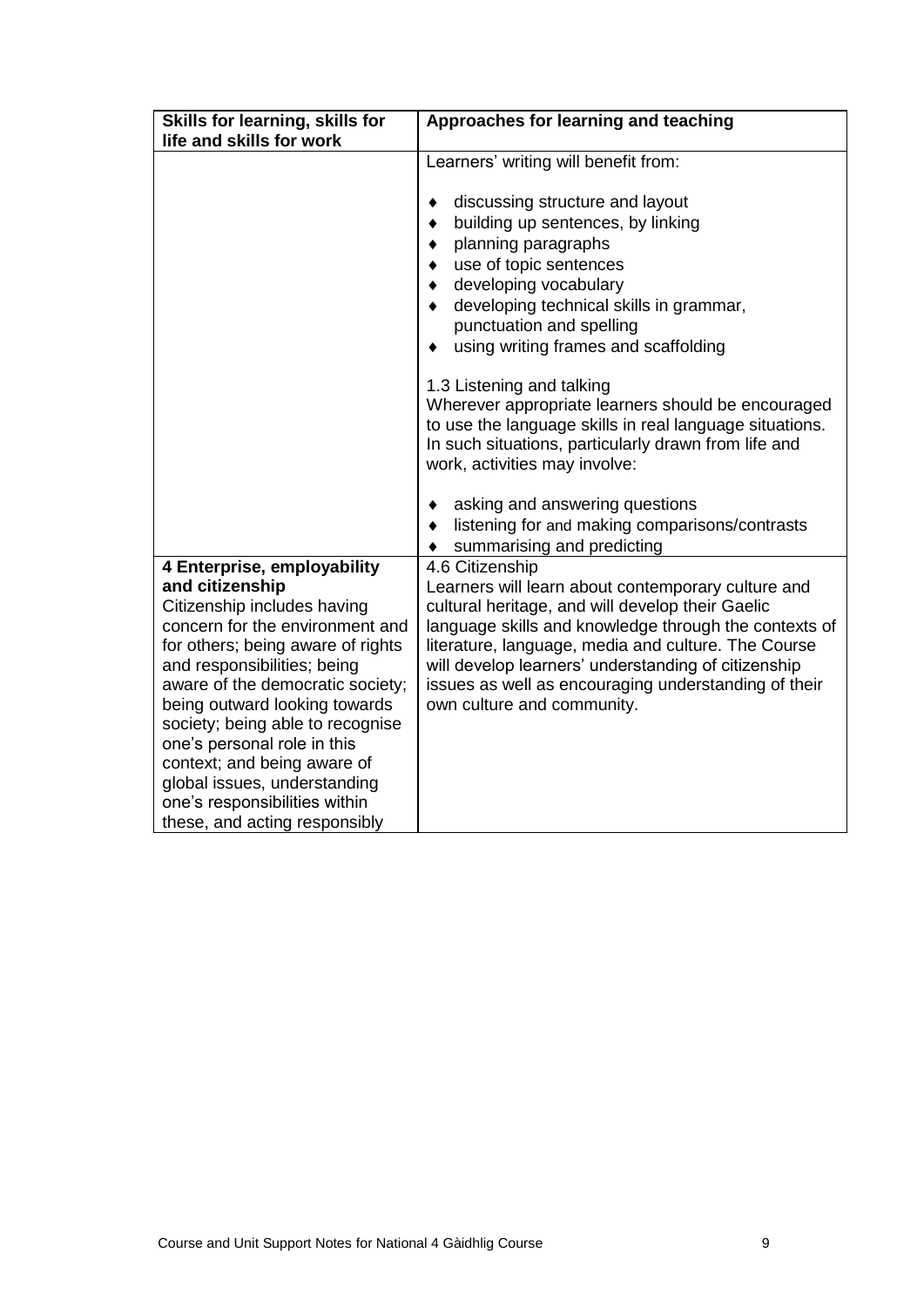| Skills for learning, skills for life and skills for work | Approaches for learning and teaching |
|---|---|
| | Learners' writing will benefit from:<br><br>♦ discussing structure and layout<br>♦ building up sentences, by linking<br>♦ planning paragraphs<br>♦ use of topic sentences<br>♦ developing vocabulary<br>♦ developing technical skills in grammar, punctuation and spelling<br>♦ using writing frames and scaffolding<br><br>1.3 Listening and talking<br>Wherever appropriate learners should be encouraged to use the language skills in real language situations. In such situations, particularly drawn from life and work, activities may involve:<br><br>♦ asking and answering questions<br>♦ listening for and making comparisons/contrasts<br>♦ summarising and predicting |
| **4 Enterprise, employability and citizenship**<br>Citizenship includes having concern for the environment and for others; being aware of rights and responsibilities; being aware of the democratic society; being outward looking towards society; being able to recognise one's personal role in this context; and being aware of global issues, understanding one's responsibilities within these, and acting responsibly | 4.6 Citizenship<br>Learners will learn about contemporary culture and cultural heritage, and will develop their Gaelic language skills and knowledge through the contexts of literature, language, media and culture. The Course will develop learners' understanding of citizenship issues as well as encouraging understanding of their own culture and community. |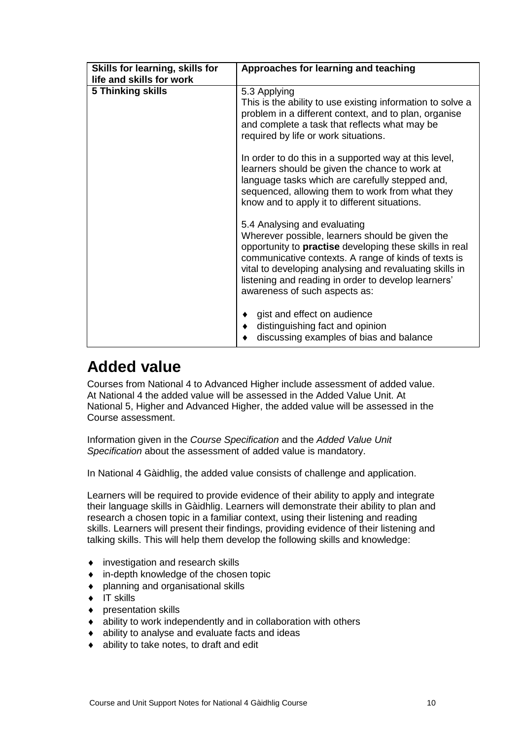| Skills for learning, skills for life and skills for work | Approaches for learning and teaching |
|---|---|
| **5 Thinking skills** | 5.3 Applying<br>This is the ability to use existing information to solve a problem in a different context, and to plan, organise and complete a task that reflects what may be required by life or work situations.<br><br>In order to do this in a supported way at this level, learners should be given the chance to work at language tasks which are carefully stepped and, sequenced, allowing them to work from what they know and to apply it to different situations.<br><br>5.4 Analysing and evaluating<br>Wherever possible, learners should be given the opportunity to **practise** developing these skills in real communicative contexts. A range of kinds of texts is vital to developing analysing and revaluating skills in listening and reading in order to develop learners' awareness of such aspects as:<br><br>♦ gist and effect on audience<br>♦ distinguishing fact and opinion<br>♦ discussing examples of bias and balance |

# Added value

Courses from National 4 to Advanced Higher include assessment of added value. At National 4 the added value will be assessed in the Added Value Unit. At National 5, Higher and Advanced Higher, the added value will be assessed in the Course assessment.

Information given in the *Course Specification* and the *Added Value Unit Specification* about the assessment of added value is mandatory.

In National 4 Gàidhlig, the added value consists of challenge and application.

Learners will be required to provide evidence of their ability to apply and integrate their language skills in Gàidhlig. Learners will demonstrate their ability to plan and research a chosen topic in a familiar context, using their listening and reading skills. Learners will present their findings, providing evidence of their listening and talking skills. This will help them develop the following skills and knowledge:

- investigation and research skills
- in-depth knowledge of the chosen topic
- planning and organisational skills
- IT skills
- presentation skills
- ability to work independently and in collaboration with others
- ability to analyse and evaluate facts and ideas
- ability to take notes, to draft and edit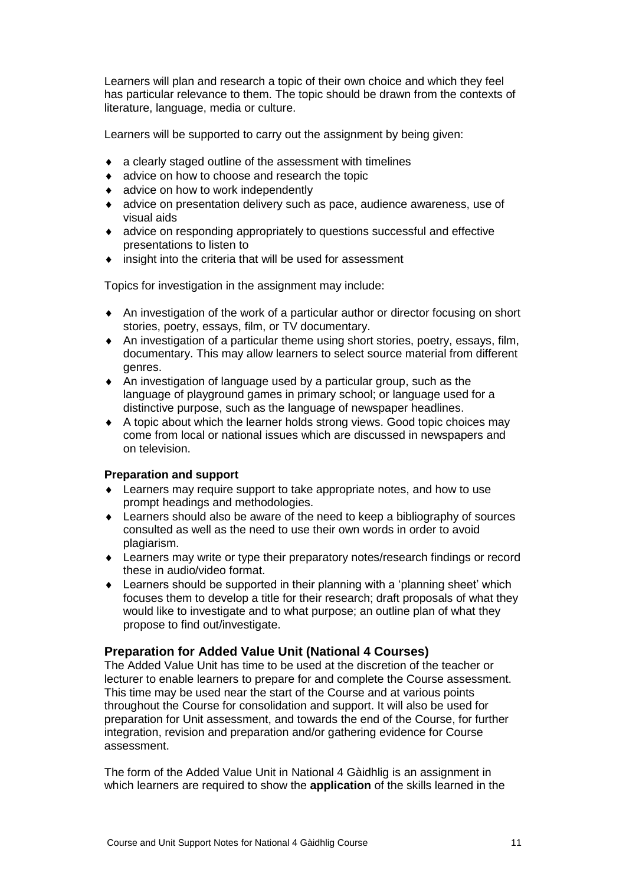Learners will plan and research a topic of their own choice and which they feel has particular relevance to them. The topic should be drawn from the contexts of literature, language, media or culture.

Learners will be supported to carry out the assignment by being given:

- a clearly staged outline of the assessment with timelines
- advice on how to choose and research the topic
- advice on how to work independently
- advice on presentation delivery such as pace, audience awareness, use of visual aids
- advice on responding appropriately to questions successful and effective presentations to listen to
- insight into the criteria that will be used for assessment

Topics for investigation in the assignment may include:

- An investigation of the work of a particular author or director focusing on short stories, poetry, essays, film, or TV documentary.
- An investigation of a particular theme using short stories, poetry, essays, film, documentary. This may allow learners to select source material from different genres.
- An investigation of language used by a particular group, such as the language of playground games in primary school; or language used for a distinctive purpose, such as the language of newspaper headlines.
- A topic about which the learner holds strong views. Good topic choices may come from local or national issues which are discussed in newspapers and on television.

**Preparation and support**

- Learners may require support to take appropriate notes, and how to use prompt headings and methodologies.
- Learners should also be aware of the need to keep a bibliography of sources consulted as well as the need to use their own words in order to avoid plagiarism.
- Learners may write or type their preparatory notes/research findings or record these in audio/video format.
- Learners should be supported in their planning with a 'planning sheet' which focuses them to develop a title for their research; draft proposals of what they would like to investigate and to what purpose; an outline plan of what they propose to find out/investigate.

## Preparation for Added Value Unit (National 4 Courses)

The Added Value Unit has time to be used at the discretion of the teacher or lecturer to enable learners to prepare for and complete the Course assessment. This time may be used near the start of the Course and at various points throughout the Course for consolidation and support. It will also be used for preparation for Unit assessment, and towards the end of the Course, for further integration, revision and preparation and/or gathering evidence for Course assessment.

The form of the Added Value Unit in National 4 Gàidhlig is an assignment in which learners are required to show the **application** of the skills learned in the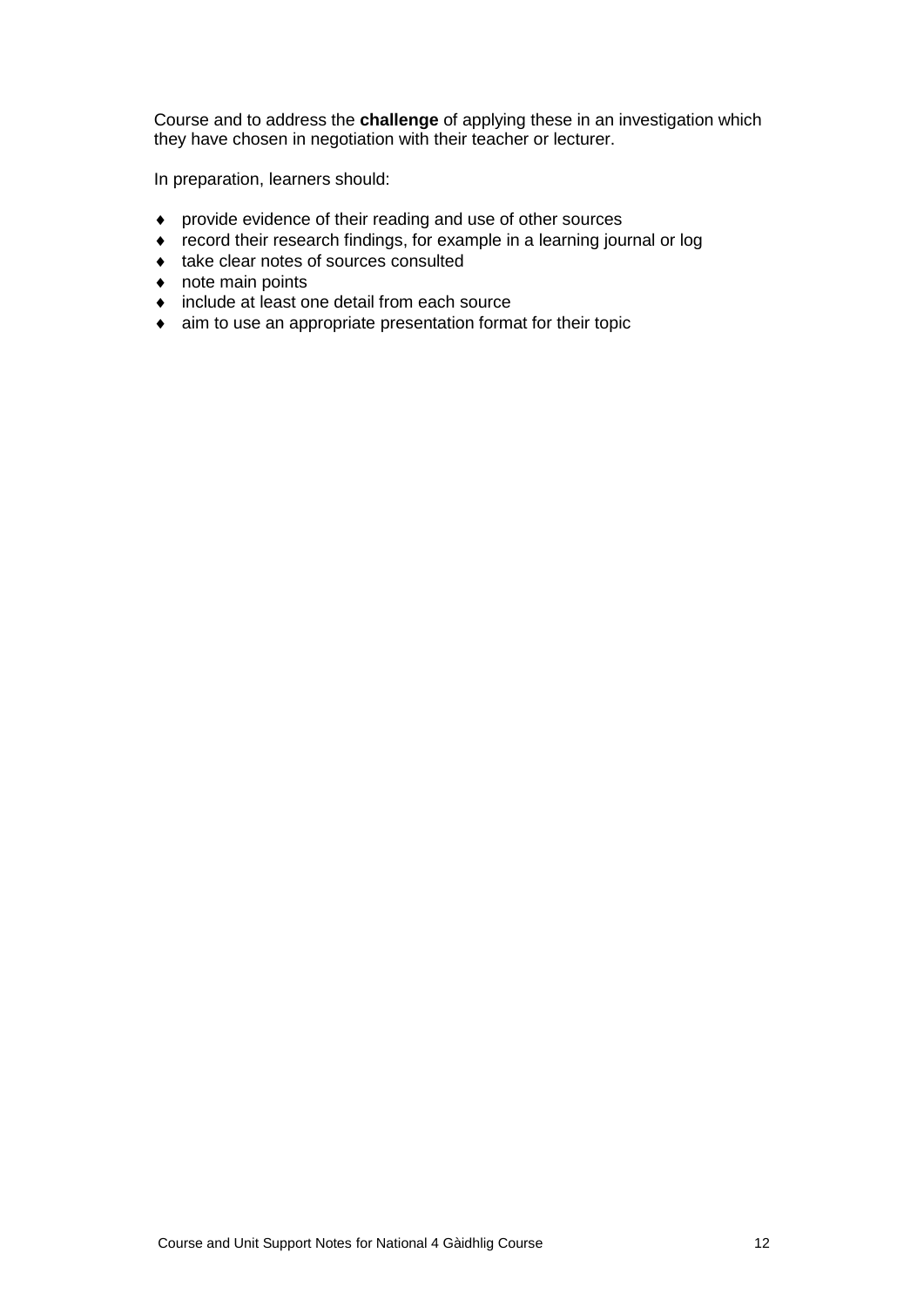Course and to address the **challenge** of applying these in an investigation which they have chosen in negotiation with their teacher or lecturer.

In preparation, learners should:

- provide evidence of their reading and use of other sources
- record their research findings, for example in a learning journal or log
- take clear notes of sources consulted
- note main points
- include at least one detail from each source
- aim to use an appropriate presentation format for their topic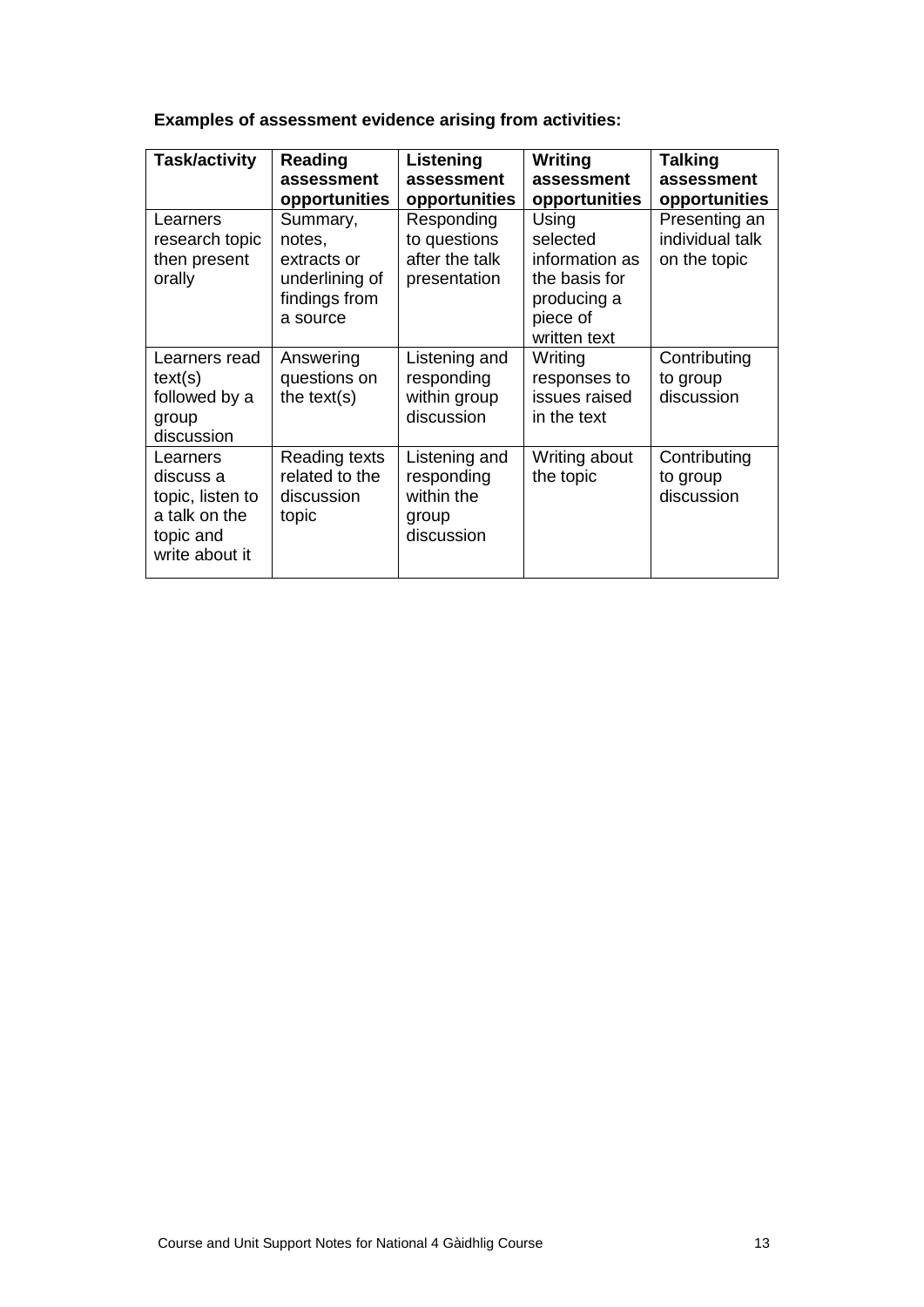**Examples of assessment evidence arising from activities:**

| Task/activity | Reading assessment opportunities | Listening assessment opportunities | Writing assessment opportunities | Talking assessment opportunities |
|---|---|---|---|---|
| Learners research topic then present orally | Summary, notes, extracts or underlining of findings from a source | Responding to questions after the talk presentation | Using selected information as the basis for producing a piece of written text | Presenting an individual talk on the topic |
| Learners read text(s) followed by a group discussion | Answering questions on the text(s) | Listening and responding within group discussion | Writing responses to issues raised in the text | Contributing to group discussion |
| Learners discuss a topic, listen to a talk on the topic and write about it | Reading texts related to the discussion topic | Listening and responding within the group discussion | Writing about the topic | Contributing to group discussion |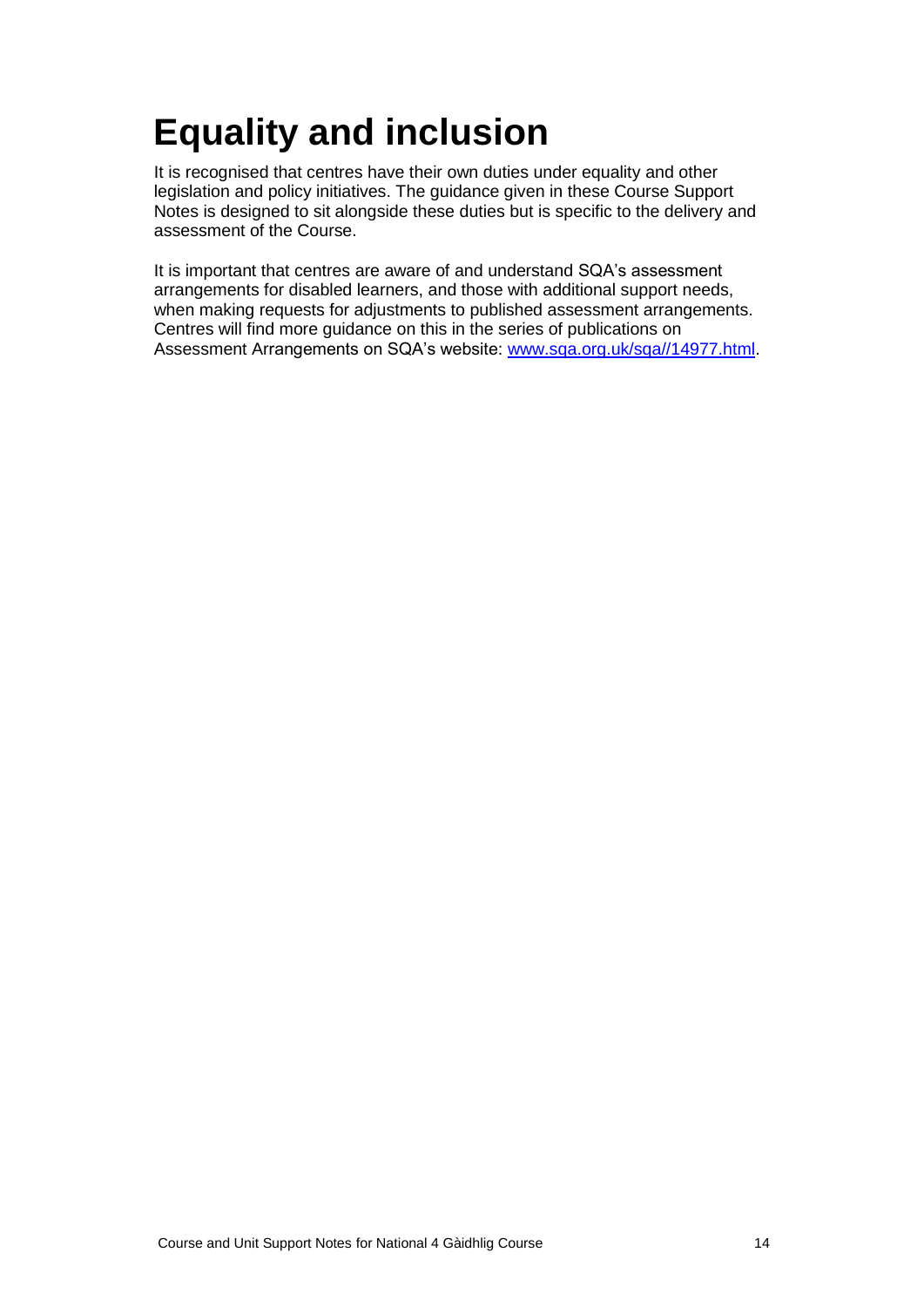# Equality and inclusion

It is recognised that centres have their own duties under equality and other legislation and policy initiatives. The guidance given in these Course Support Notes is designed to sit alongside these duties but is specific to the delivery and assessment of the Course.

It is important that centres are aware of and understand SQA's assessment arrangements for disabled learners, and those with additional support needs, when making requests for adjustments to published assessment arrangements. Centres will find more guidance on this in the series of publications on Assessment Arrangements on SQA's website: [www.sqa.org.uk/sqa//14977.html](www.sqa.org.uk/sqa//14977.html).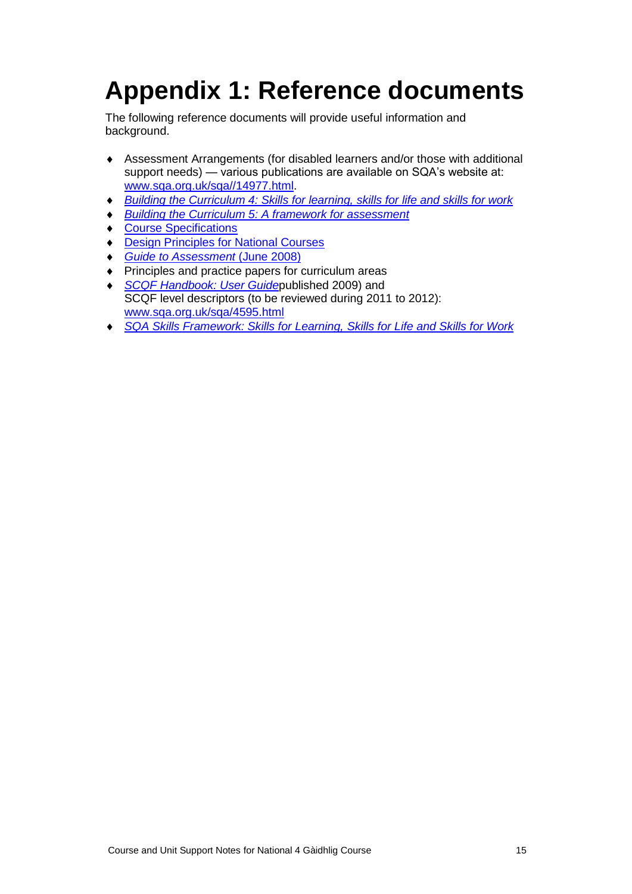# Appendix 1: Reference documents

The following reference documents will provide useful information and background.

- Assessment Arrangements (for disabled learners and/or those with additional support needs) — various publications are available on SQA's website at: [www.sqa.org.uk/sqa//14977.html](www.sqa.org.uk/sqa//14977.html).
- *Building the Curriculum 4: Skills for learning, skills for life and skills for work*
- *Building the Curriculum 5: A framework for assessment*
- Course Specifications
- Design Principles for National Courses
- *Guide to Assessment* (June 2008)
- Principles and practice papers for curriculum areas
- *SCQF Handbook: User Guide*published 2009) and SCQF level descriptors (to be reviewed during 2011 to 2012): [www.sqa.org.uk/sqa/4595.html](www.sqa.org.uk/sqa/4595.html)
- *SQA Skills Framework: Skills for Learning, Skills for Life and Skills for Work*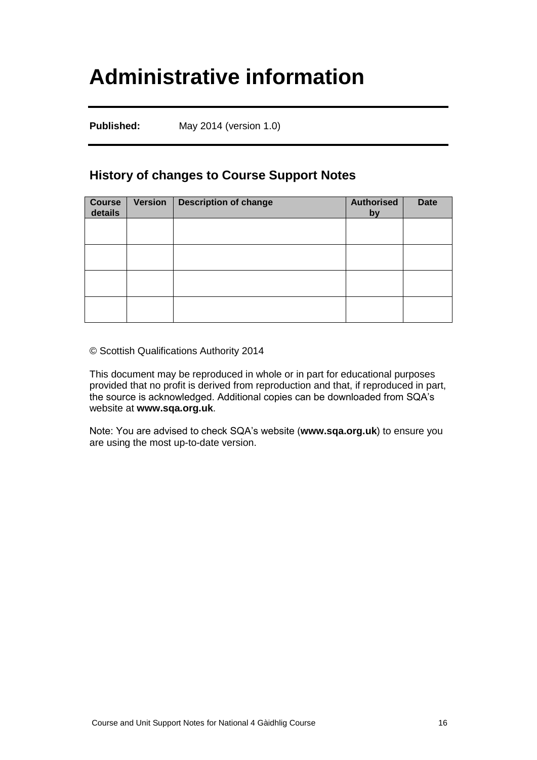# Administrative information

**Published:** May 2014 (version 1.0)

## History of changes to Course Support Notes

| Course details | Version | Description of change | Authorised by | Date |
| --- | --- | --- | --- | --- |
| | | | | |
| | | | | |
| | | | | |
| | | | | |

© Scottish Qualifications Authority 2014

This document may be reproduced in whole or in part for educational purposes provided that no profit is derived from reproduction and that, if reproduced in part, the source is acknowledged. Additional copies can be downloaded from SQA's website at **www.sqa.org.uk**.

Note: You are advised to check SQA's website (**www.sqa.org.uk**) to ensure you are using the most up-to-date version.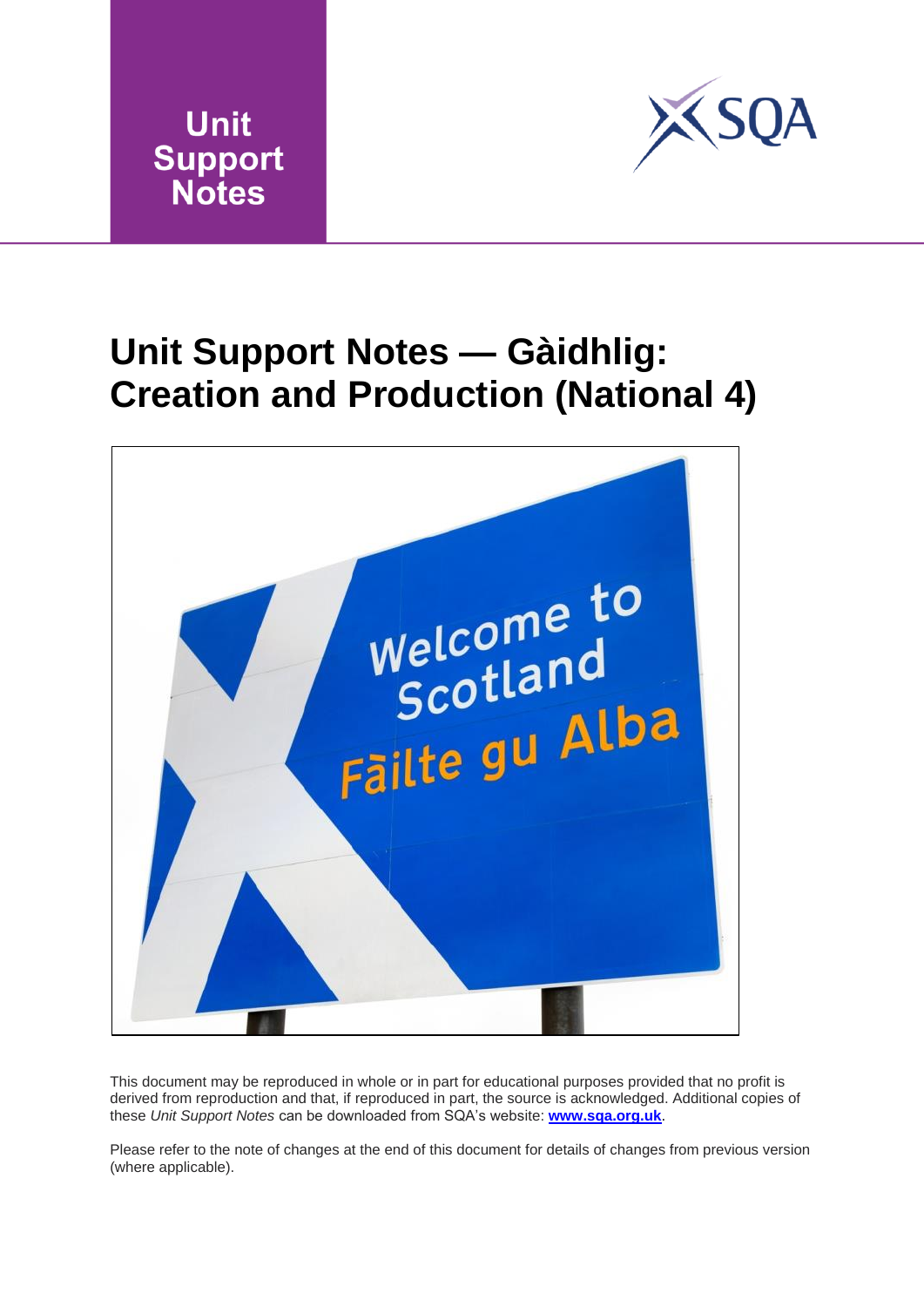Unit Support Notes

# Unit Support Notes — Gàidhlig: Creation and Production (National 4)

This document may be reproduced in whole or in part for educational purposes provided that no profit is derived from reproduction and that, if reproduced in part, the source is acknowledged. Additional copies of these *Unit Support Notes* can be downloaded from SQA's website: **www.sqa.org.uk**.

Please refer to the note of changes at the end of this document for details of changes from previous version (where applicable).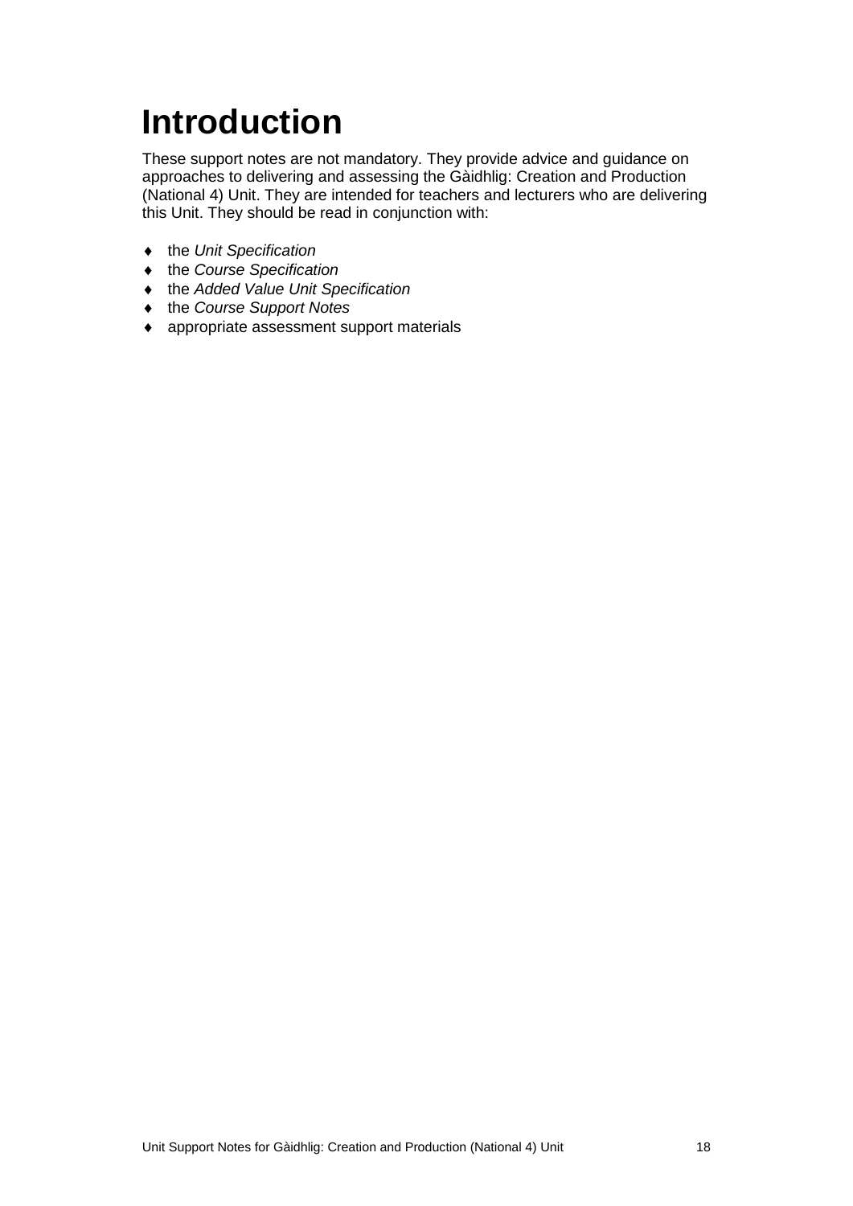# Introduction

These support notes are not mandatory. They provide advice and guidance on approaches to delivering and assessing the Gàidhlig: Creation and Production (National 4) Unit. They are intended for teachers and lecturers who are delivering this Unit. They should be read in conjunction with:

- the *Unit Specification*
- the *Course Specification*
- the *Added Value Unit Specification*
- the *Course Support Notes*
- appropriate assessment support materials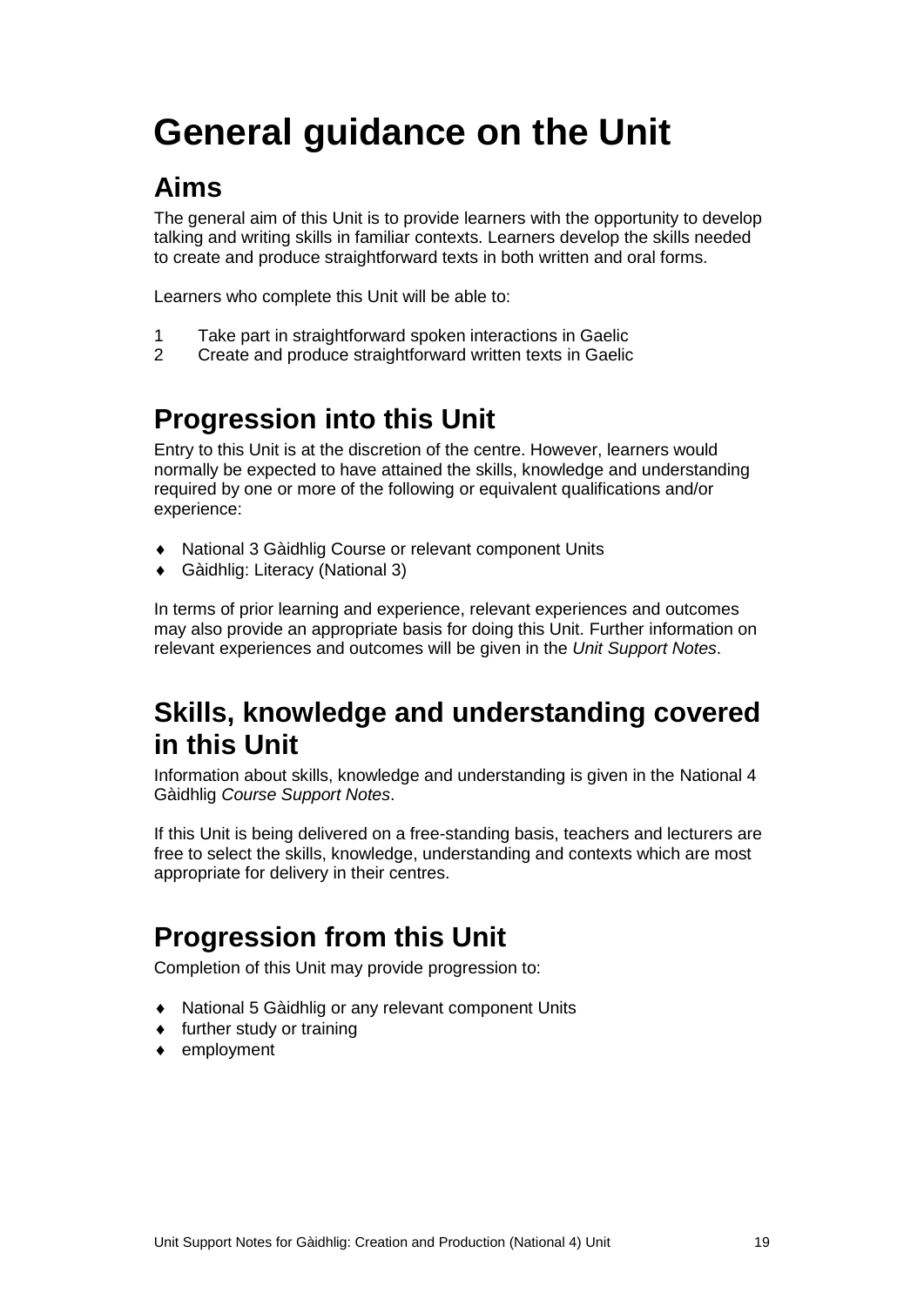# General guidance on the Unit

## Aims

The general aim of this Unit is to provide learners with the opportunity to develop talking and writing skills in familiar contexts. Learners develop the skills needed to create and produce straightforward texts in both written and oral forms.

Learners who complete this Unit will be able to:

1. Take part in straightforward spoken interactions in Gaelic
2. Create and produce straightforward written texts in Gaelic

## Progression into this Unit

Entry to this Unit is at the discretion of the centre. However, learners would normally be expected to have attained the skills, knowledge and understanding required by one or more of the following or equivalent qualifications and/or experience:

- National 3 Gàidhlig Course or relevant component Units
- Gàidhlig: Literacy (National 3)

In terms of prior learning and experience, relevant experiences and outcomes may also provide an appropriate basis for doing this Unit. Further information on relevant experiences and outcomes will be given in the *Unit Support Notes*.

## Skills, knowledge and understanding covered in this Unit

Information about skills, knowledge and understanding is given in the National 4 Gàidhlig *Course Support Notes*.

If this Unit is being delivered on a free-standing basis, teachers and lecturers are free to select the skills, knowledge, understanding and contexts which are most appropriate for delivery in their centres.

## Progression from this Unit

Completion of this Unit may provide progression to:

- National 5 Gàidhlig or any relevant component Units
- further study or training
- employment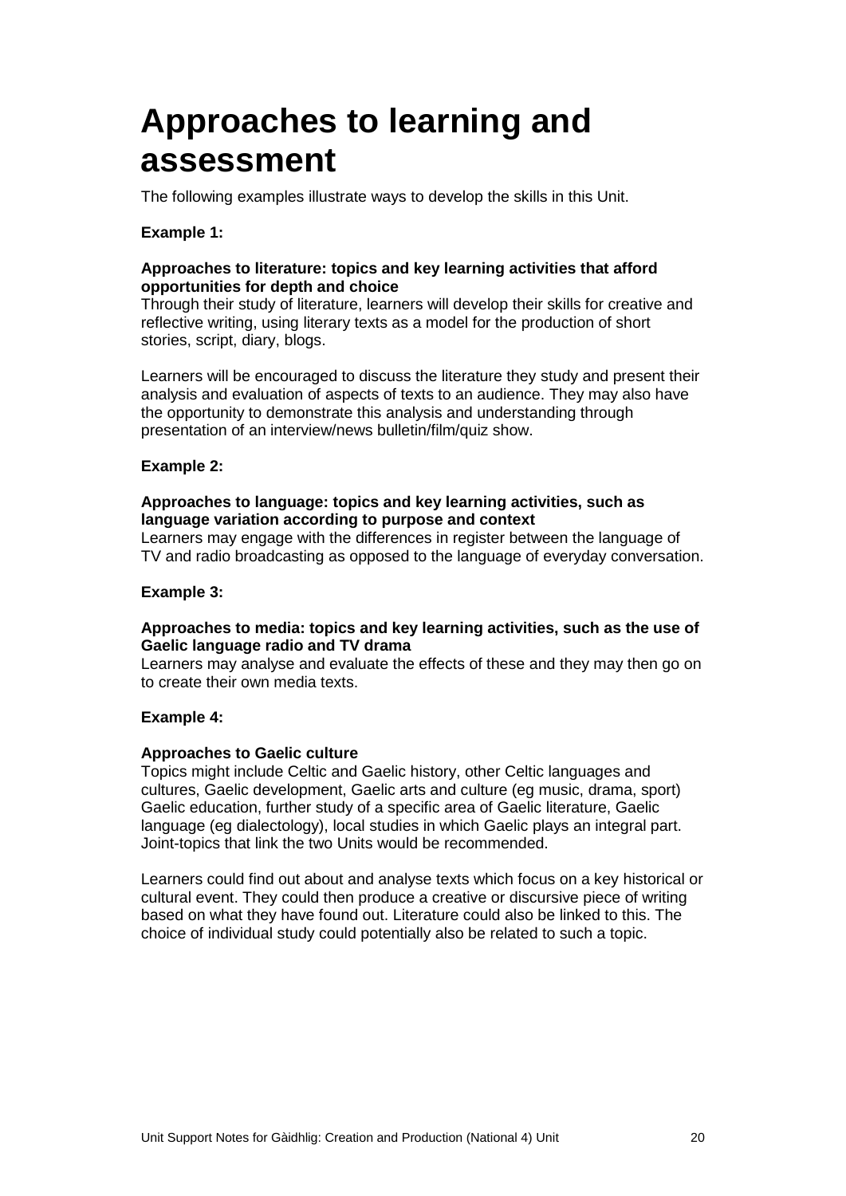# Approaches to learning and assessment

The following examples illustrate ways to develop the skills in this Unit.

**Example 1:**

**Approaches to literature: topics and key learning activities that afford opportunities for depth and choice**
Through their study of literature, learners will develop their skills for creative and reflective writing, using literary texts as a model for the production of short stories, script, diary, blogs.

Learners will be encouraged to discuss the literature they study and present their analysis and evaluation of aspects of texts to an audience. They may also have the opportunity to demonstrate this analysis and understanding through presentation of an interview/news bulletin/film/quiz show.

**Example 2:**

**Approaches to language: topics and key learning activities, such as language variation according to purpose and context**
Learners may engage with the differences in register between the language of TV and radio broadcasting as opposed to the language of everyday conversation.

**Example 3:**

**Approaches to media: topics and key learning activities, such as the use of Gaelic language radio and TV drama**
Learners may analyse and evaluate the effects of these and they may then go on to create their own media texts.

**Example 4:**

**Approaches to Gaelic culture**
Topics might include Celtic and Gaelic history, other Celtic languages and cultures, Gaelic development, Gaelic arts and culture (eg music, drama, sport) Gaelic education, further study of a specific area of Gaelic literature, Gaelic language (eg dialectology), local studies in which Gaelic plays an integral part. Joint-topics that link the two Units would be recommended.

Learners could find out about and analyse texts which focus on a key historical or cultural event. They could then produce a creative or discursive piece of writing based on what they have found out. Literature could also be linked to this. The choice of individual study could potentially also be related to such a topic.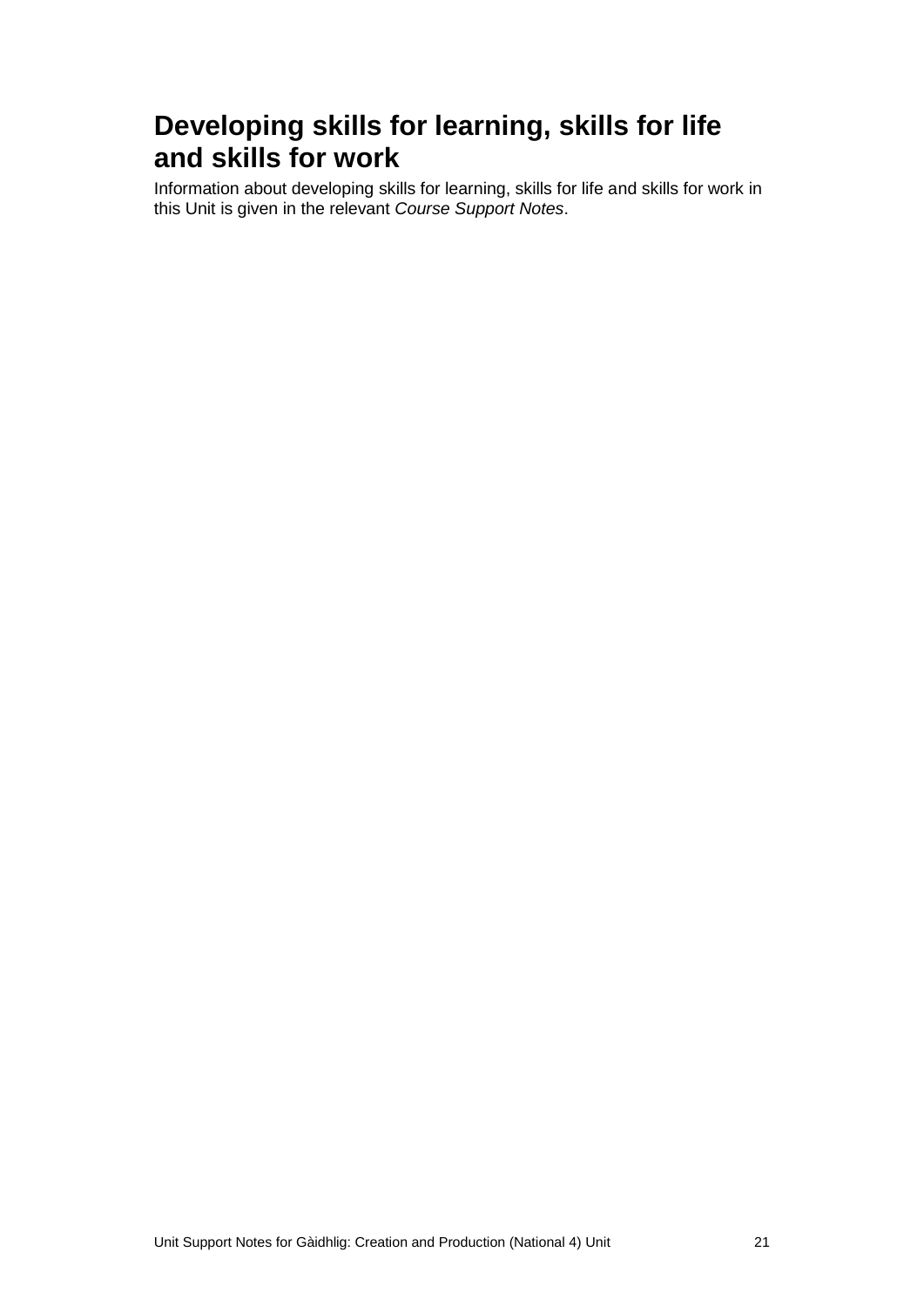# Developing skills for learning, skills for life and skills for work

Information about developing skills for learning, skills for life and skills for work in this Unit is given in the relevant *Course Support Notes*.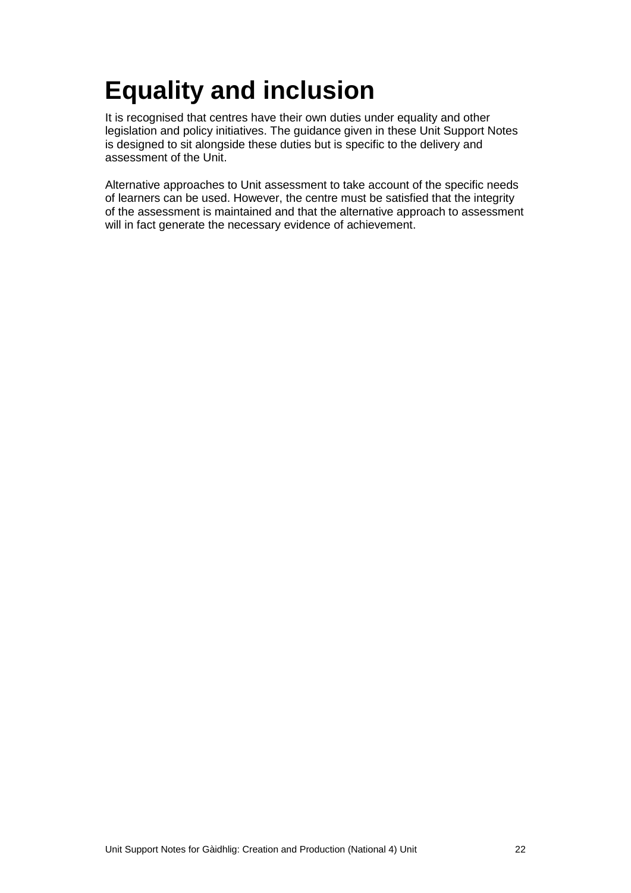# Equality and inclusion

It is recognised that centres have their own duties under equality and other legislation and policy initiatives. The guidance given in these Unit Support Notes is designed to sit alongside these duties but is specific to the delivery and assessment of the Unit.

Alternative approaches to Unit assessment to take account of the specific needs of learners can be used. However, the centre must be satisfied that the integrity of the assessment is maintained and that the alternative approach to assessment will in fact generate the necessary evidence of achievement.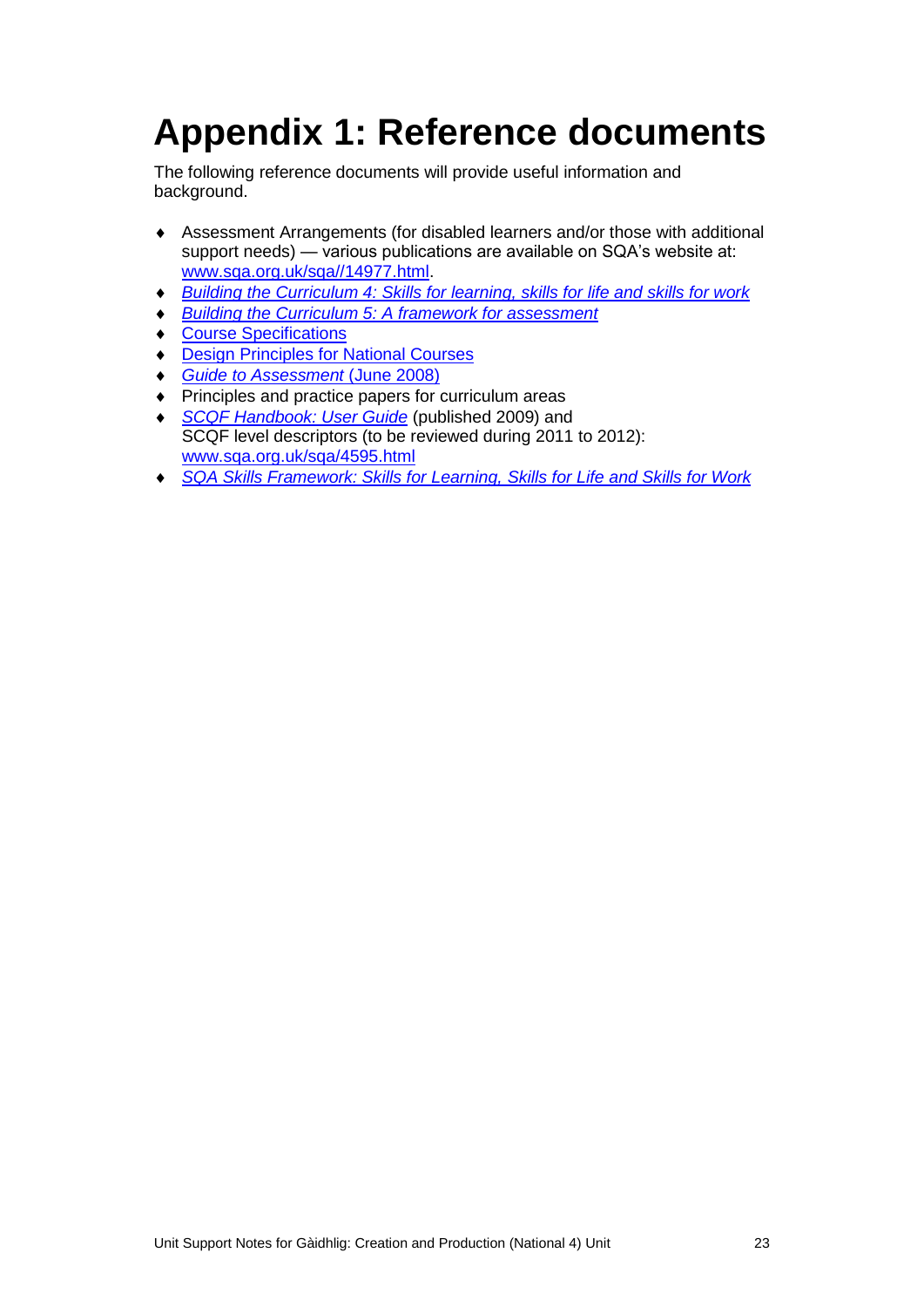# Appendix 1: Reference documents

The following reference documents will provide useful information and background.

- Assessment Arrangements (for disabled learners and/or those with additional support needs) — various publications are available on SQA's website at: www.sqa.org.uk/sqa//14977.html.
- *Building the Curriculum 4: Skills for learning, skills for life and skills for work*
- *Building the Curriculum 5: A framework for assessment*
- Course Specifications
- Design Principles for National Courses
- *Guide to Assessment* (June 2008)
- Principles and practice papers for curriculum areas
- *SCQF Handbook: User Guide* (published 2009) and SCQF level descriptors (to be reviewed during 2011 to 2012): www.sqa.org.uk/sqa/4595.html
- *SQA Skills Framework: Skills for Learning, Skills for Life and Skills for Work*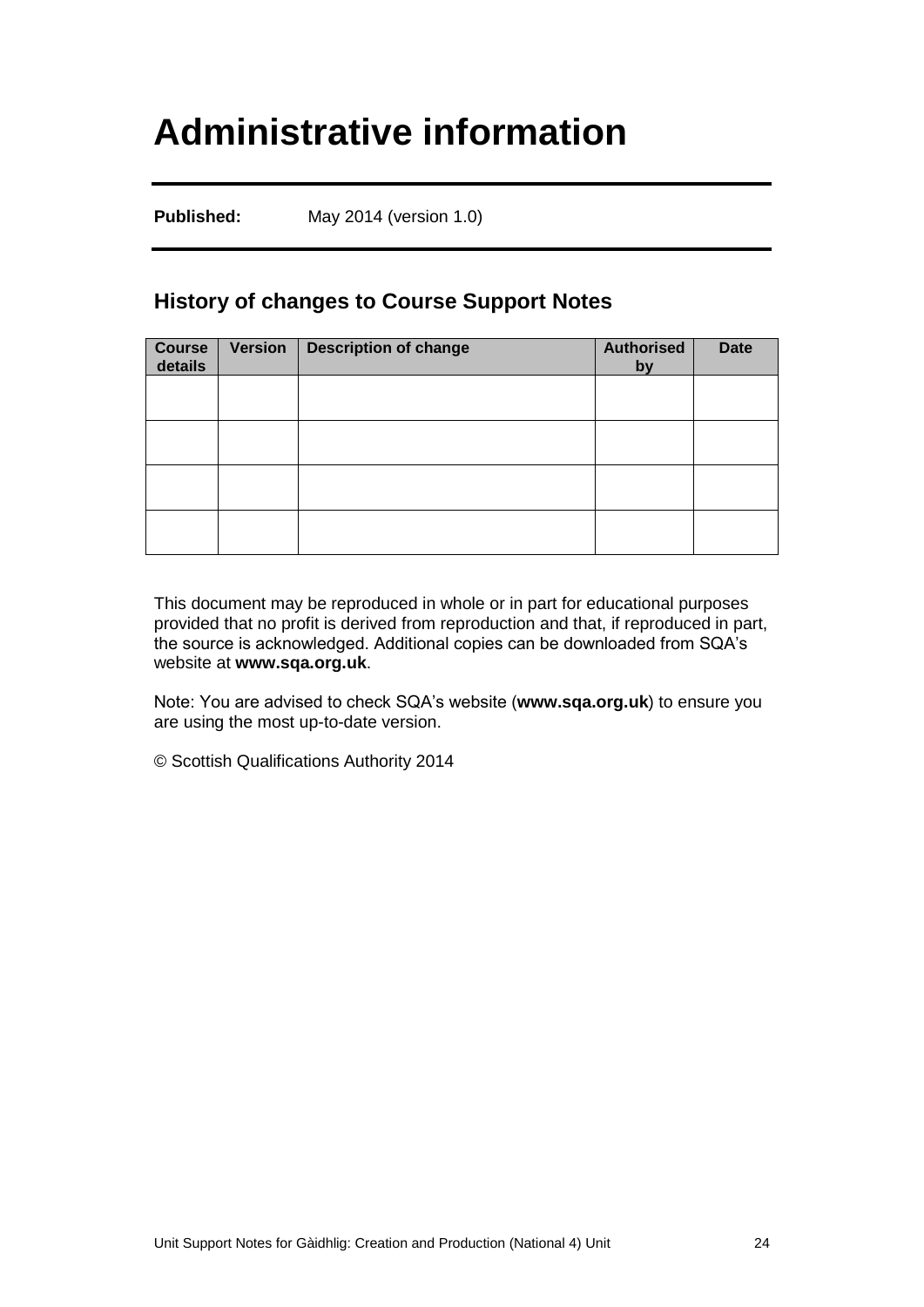# Administrative information

**Published:** May 2014 (version 1.0)

## History of changes to Course Support Notes

| Course details | Version | Description of change | Authorised by | Date |
|---|---|---|---|---|
| | | | | |
| | | | | |
| | | | | |
| | | | | |

This document may be reproduced in whole or in part for educational purposes provided that no profit is derived from reproduction and that, if reproduced in part, the source is acknowledged. Additional copies can be downloaded from SQA's website at **www.sqa.org.uk**.

Note: You are advised to check SQA's website (**www.sqa.org.uk**) to ensure you are using the most up-to-date version.

© Scottish Qualifications Authority 2014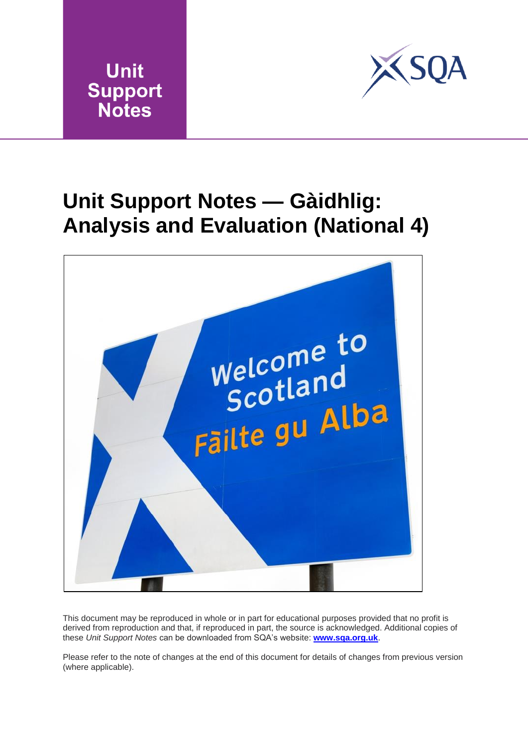Unit Support Notes

# Unit Support Notes — Gàidhlig: Analysis and Evaluation (National 4)

This document may be reproduced in whole or in part for educational purposes provided that no profit is derived from reproduction and that, if reproduced in part, the source is acknowledged. Additional copies of these *Unit Support Notes* can be downloaded from SQA's website: **www.sqa.org.uk**.

Please refer to the note of changes at the end of this document for details of changes from previous version (where applicable).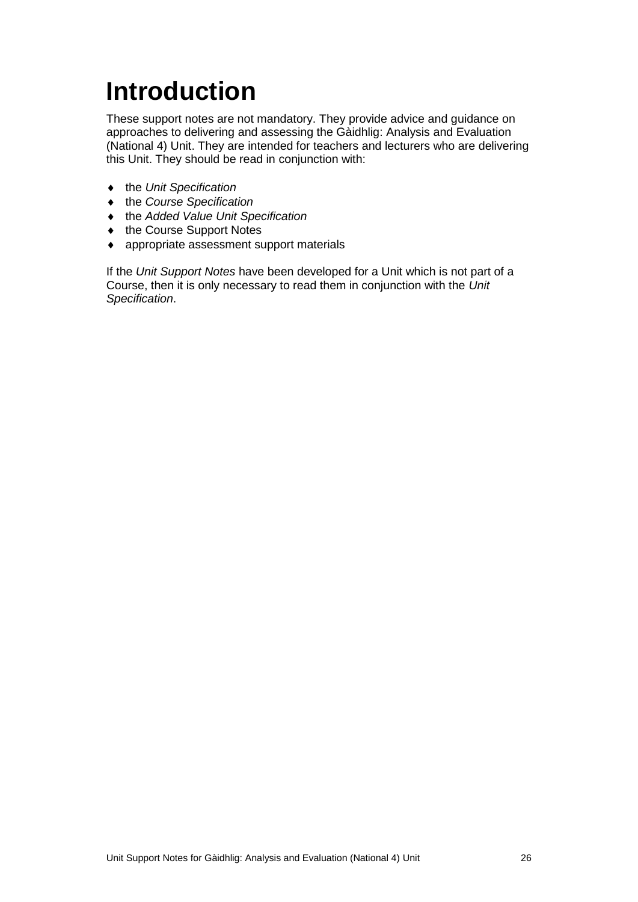# Introduction

These support notes are not mandatory. They provide advice and guidance on approaches to delivering and assessing the Gàidhlig: Analysis and Evaluation (National 4) Unit. They are intended for teachers and lecturers who are delivering this Unit. They should be read in conjunction with:

- the *Unit Specification*
- the *Course Specification*
- the *Added Value Unit Specification*
- the Course Support Notes
- appropriate assessment support materials

If the *Unit Support Notes* have been developed for a Unit which is not part of a Course, then it is only necessary to read them in conjunction with the *Unit Specification*.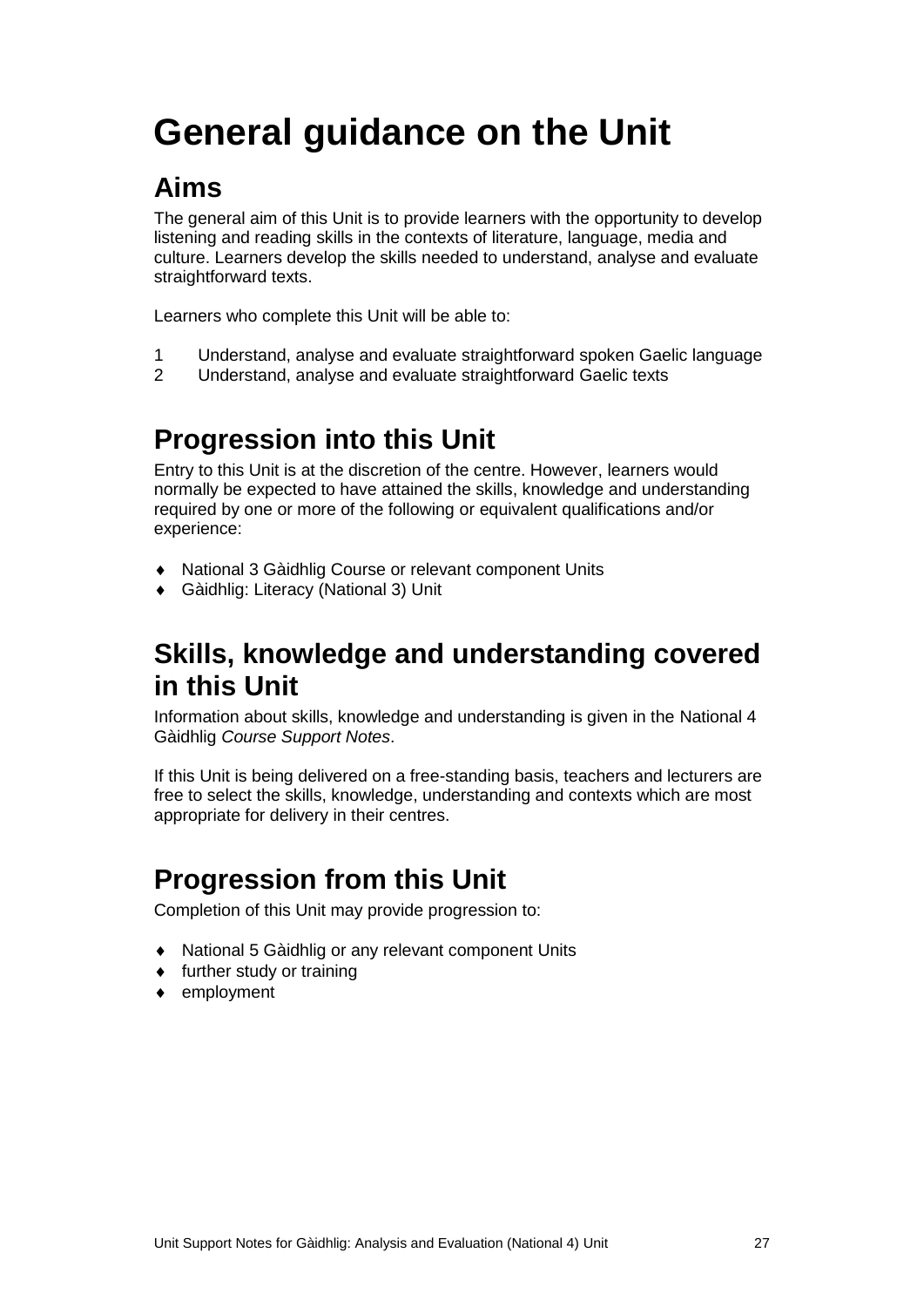# General guidance on the Unit

## Aims

The general aim of this Unit is to provide learners with the opportunity to develop listening and reading skills in the contexts of literature, language, media and culture. Learners develop the skills needed to understand, analyse and evaluate straightforward texts.

Learners who complete this Unit will be able to:

1. Understand, analyse and evaluate straightforward spoken Gaelic language
2. Understand, analyse and evaluate straightforward Gaelic texts

## Progression into this Unit

Entry to this Unit is at the discretion of the centre. However, learners would normally be expected to have attained the skills, knowledge and understanding required by one or more of the following or equivalent qualifications and/or experience:

- National 3 Gàidhlig Course or relevant component Units
- Gàidhlig: Literacy (National 3) Unit

## Skills, knowledge and understanding covered in this Unit

Information about skills, knowledge and understanding is given in the National 4 Gàidhlig *Course Support Notes*.

If this Unit is being delivered on a free-standing basis, teachers and lecturers are free to select the skills, knowledge, understanding and contexts which are most appropriate for delivery in their centres.

## Progression from this Unit

Completion of this Unit may provide progression to:

- National 5 Gàidhlig or any relevant component Units
- further study or training
- employment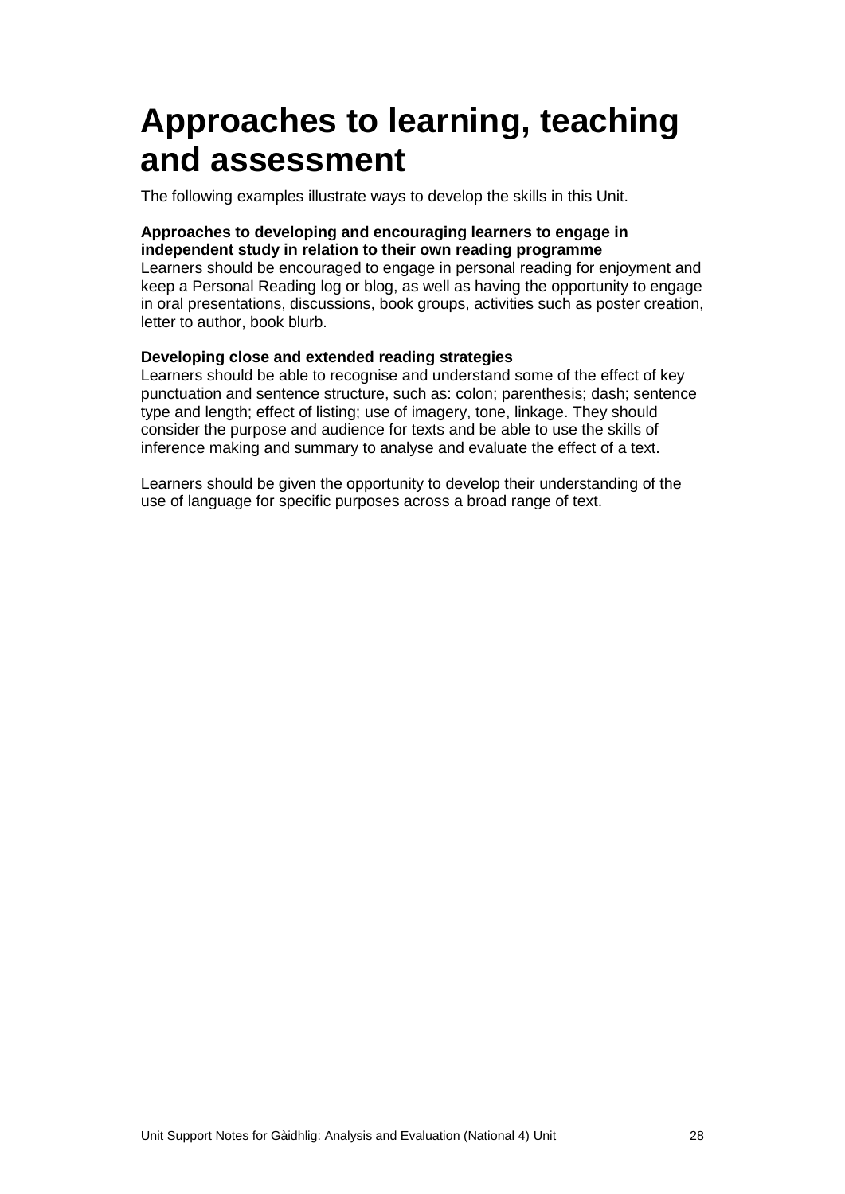# Approaches to learning, teaching and assessment

The following examples illustrate ways to develop the skills in this Unit.

**Approaches to developing and encouraging learners to engage in independent study in relation to their own reading programme**
Learners should be encouraged to engage in personal reading for enjoyment and keep a Personal Reading log or blog, as well as having the opportunity to engage in oral presentations, discussions, book groups, activities such as poster creation, letter to author, book blurb.

**Developing close and extended reading strategies**
Learners should be able to recognise and understand some of the effect of key punctuation and sentence structure, such as: colon; parenthesis; dash; sentence type and length; effect of listing; use of imagery, tone, linkage. They should consider the purpose and audience for texts and be able to use the skills of inference making and summary to analyse and evaluate the effect of a text.

Learners should be given the opportunity to develop their understanding of the use of language for specific purposes across a broad range of text.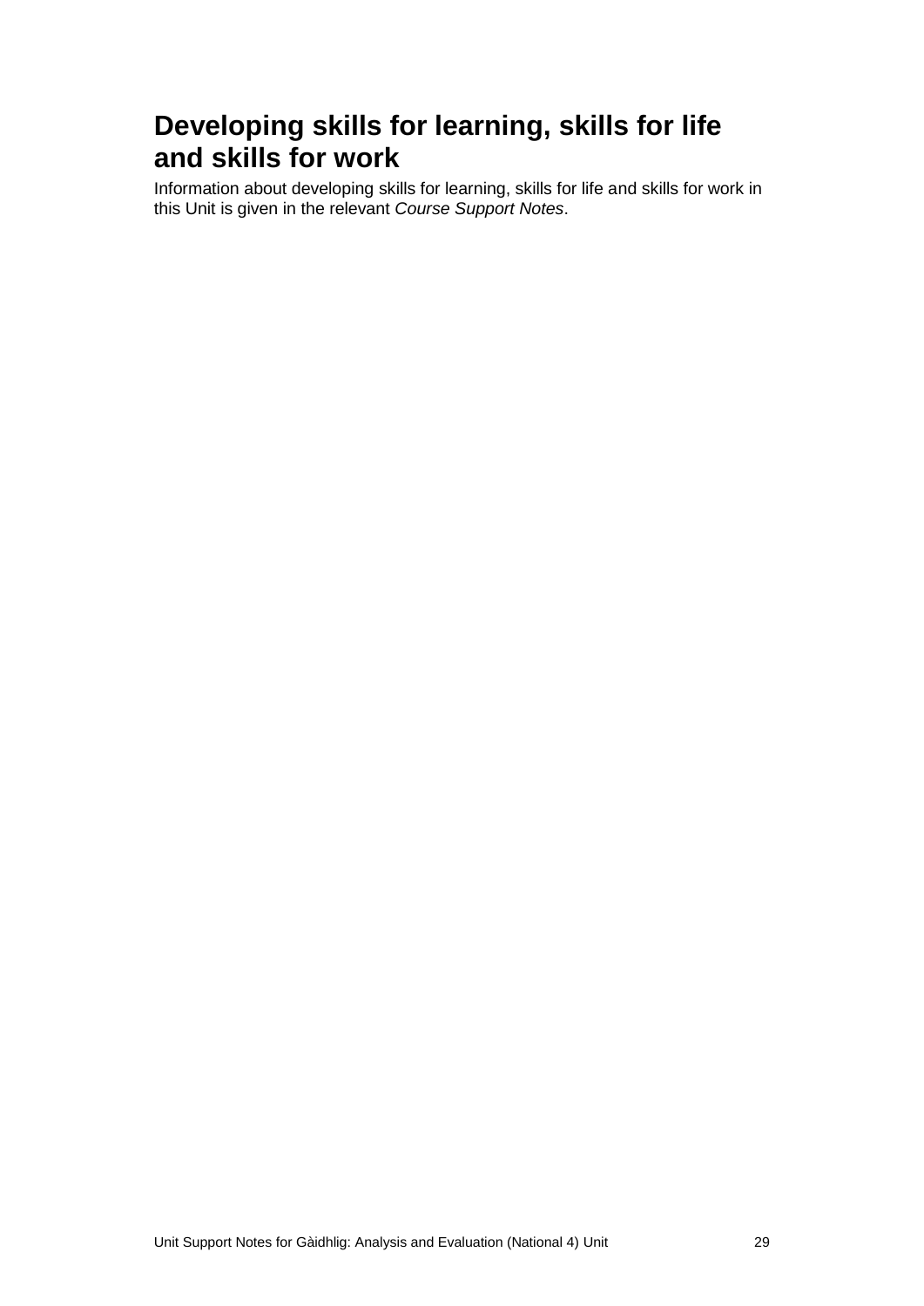## Developing skills for learning, skills for life and skills for work

Information about developing skills for learning, skills for life and skills for work in this Unit is given in the relevant *Course Support Notes*.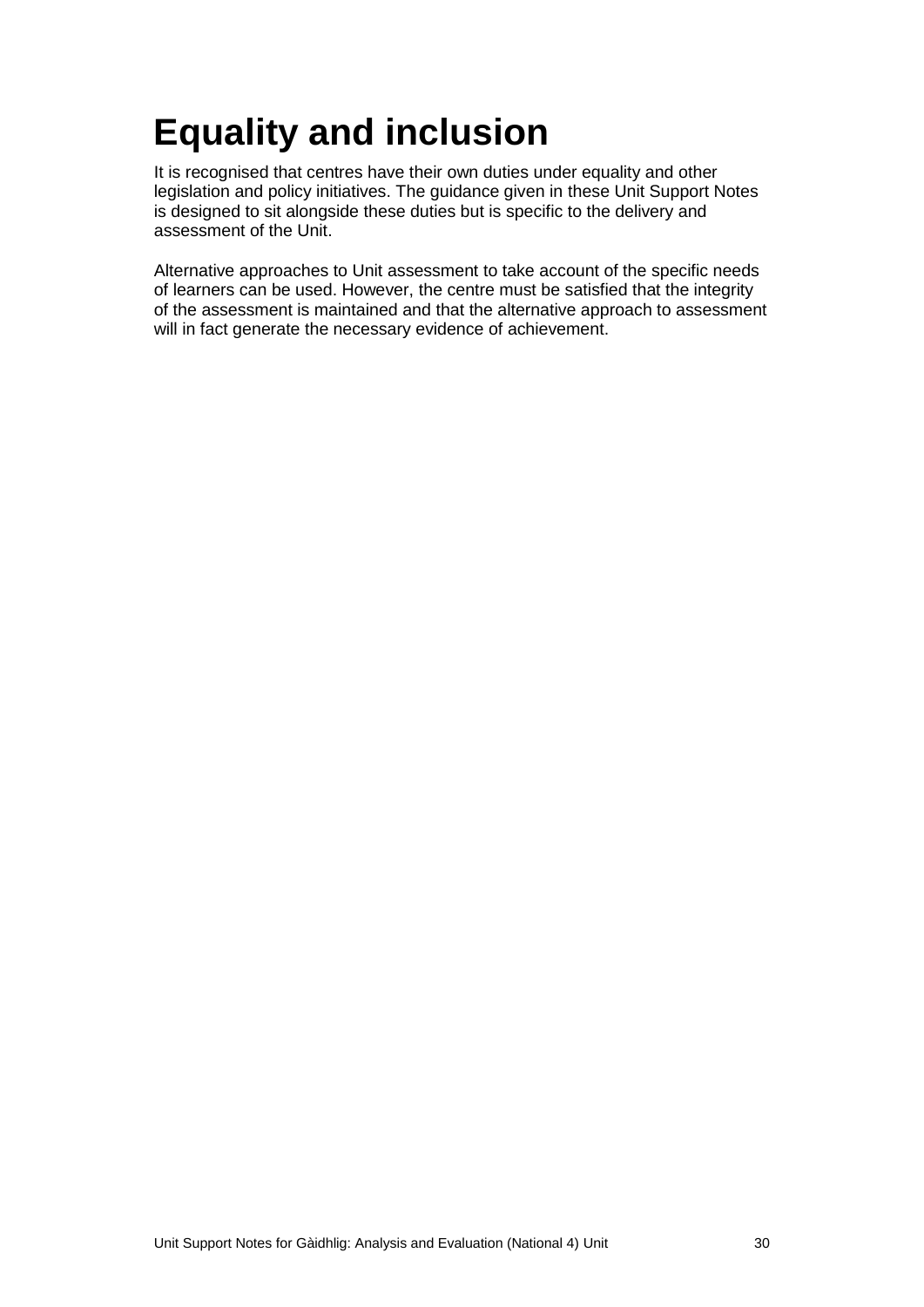# Equality and inclusion

It is recognised that centres have their own duties under equality and other legislation and policy initiatives. The guidance given in these Unit Support Notes is designed to sit alongside these duties but is specific to the delivery and assessment of the Unit.

Alternative approaches to Unit assessment to take account of the specific needs of learners can be used. However, the centre must be satisfied that the integrity of the assessment is maintained and that the alternative approach to assessment will in fact generate the necessary evidence of achievement.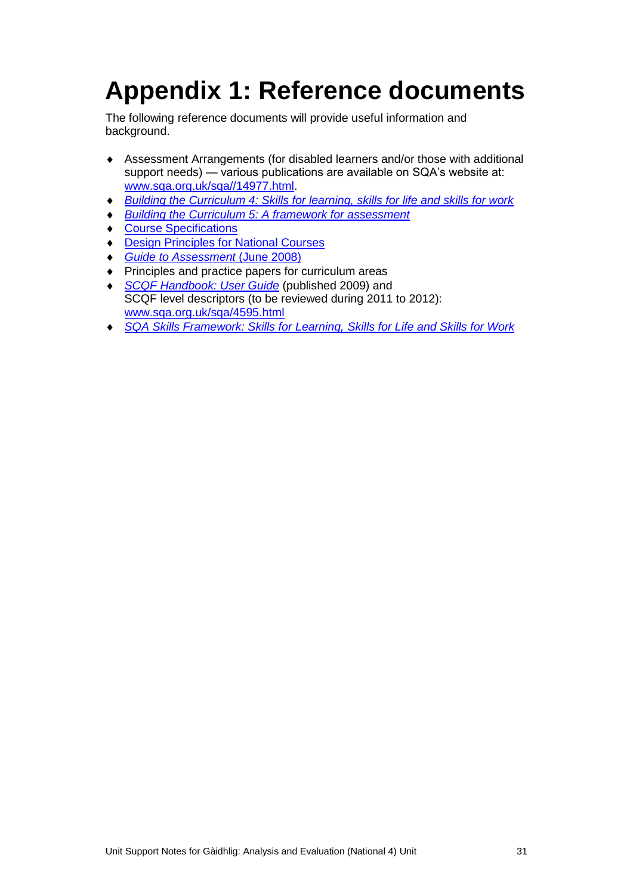# Appendix 1: Reference documents

The following reference documents will provide useful information and background.

- Assessment Arrangements (for disabled learners and/or those with additional support needs) — various publications are available on SQA's website at: www.sqa.org.uk/sqa//14977.html.
- *Building the Curriculum 4: Skills for learning, skills for life and skills for work*
- *Building the Curriculum 5: A framework for assessment*
- Course Specifications
- Design Principles for National Courses
- *Guide to Assessment* (June 2008)
- Principles and practice papers for curriculum areas
- *SCQF Handbook: User Guide* (published 2009) and SCQF level descriptors (to be reviewed during 2011 to 2012): www.sqa.org.uk/sqa/4595.html
- *SQA Skills Framework: Skills for Learning, Skills for Life and Skills for Work*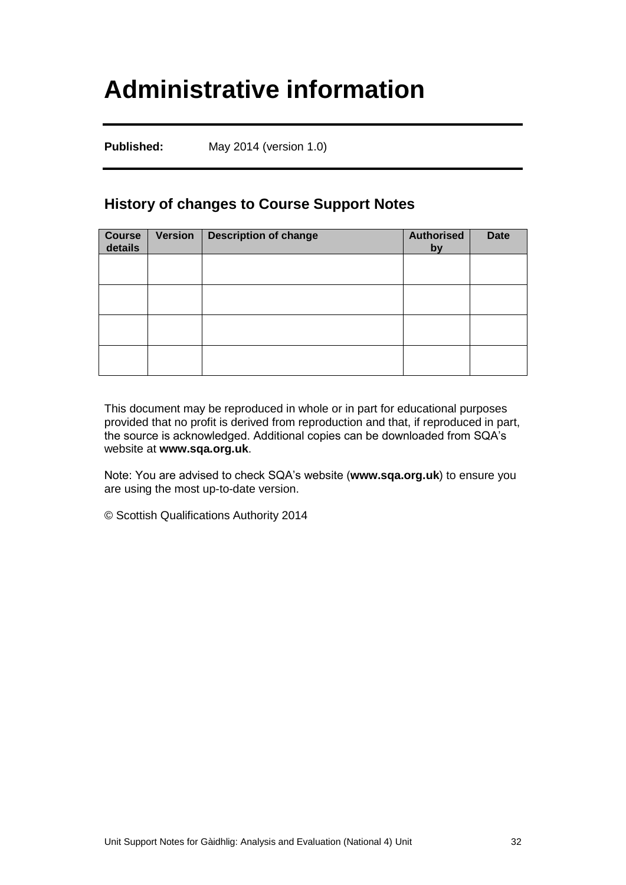# Administrative information

**Published:** May 2014 (version 1.0)

## History of changes to Course Support Notes

| Course details | Version | Description of change | Authorised by | Date |
|---|---|---|---|---|
| | | | | |
| | | | | |
| | | | | |
| | | | | |

This document may be reproduced in whole or in part for educational purposes provided that no profit is derived from reproduction and that, if reproduced in part, the source is acknowledged. Additional copies can be downloaded from SQA's website at **www.sqa.org.uk**.

Note: You are advised to check SQA's website (**www.sqa.org.uk**) to ensure you are using the most up-to-date version.

© Scottish Qualifications Authority 2014